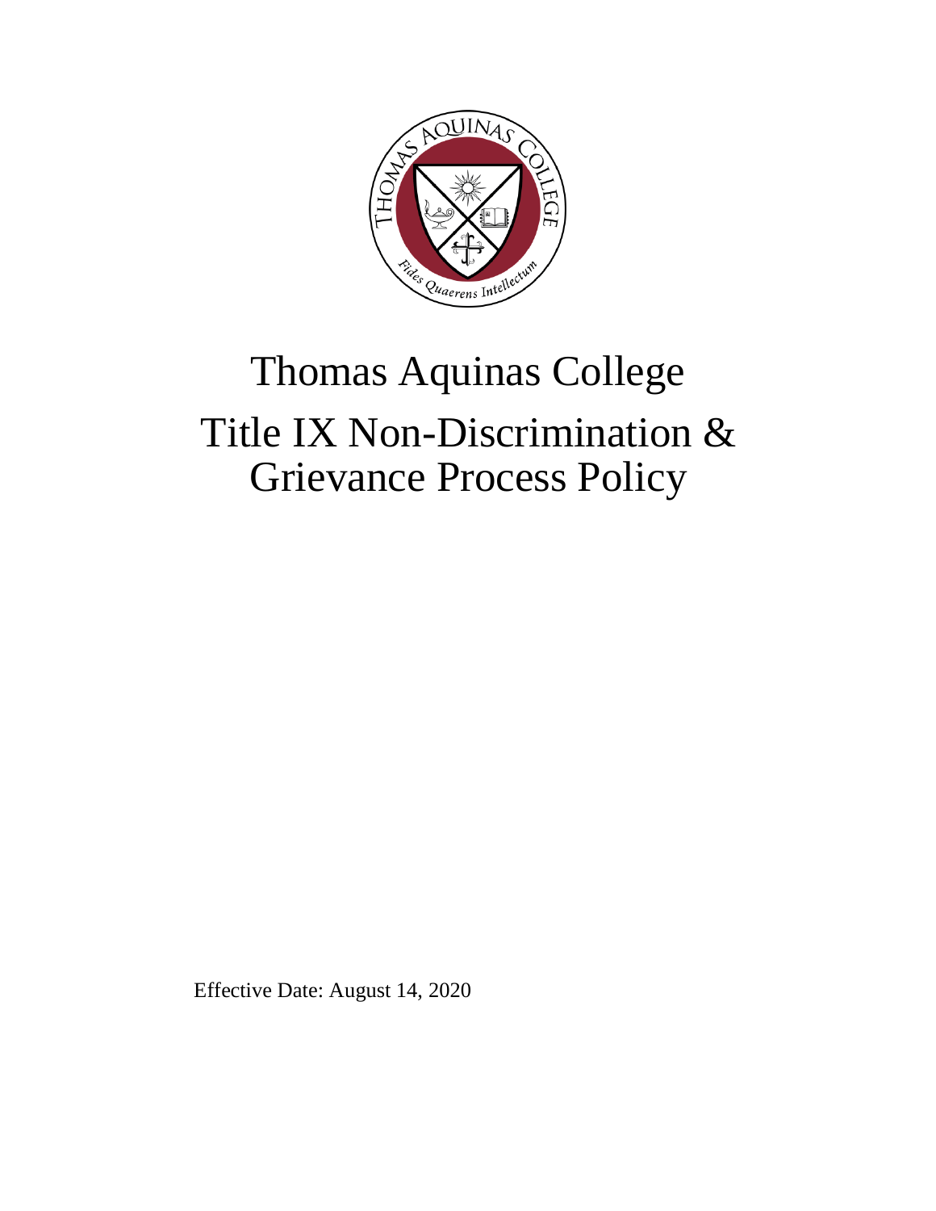# Thomas Aquinas College

# Title IX Non-Discrimination & Grievance Process Policy

Effective Date: August 14, 2020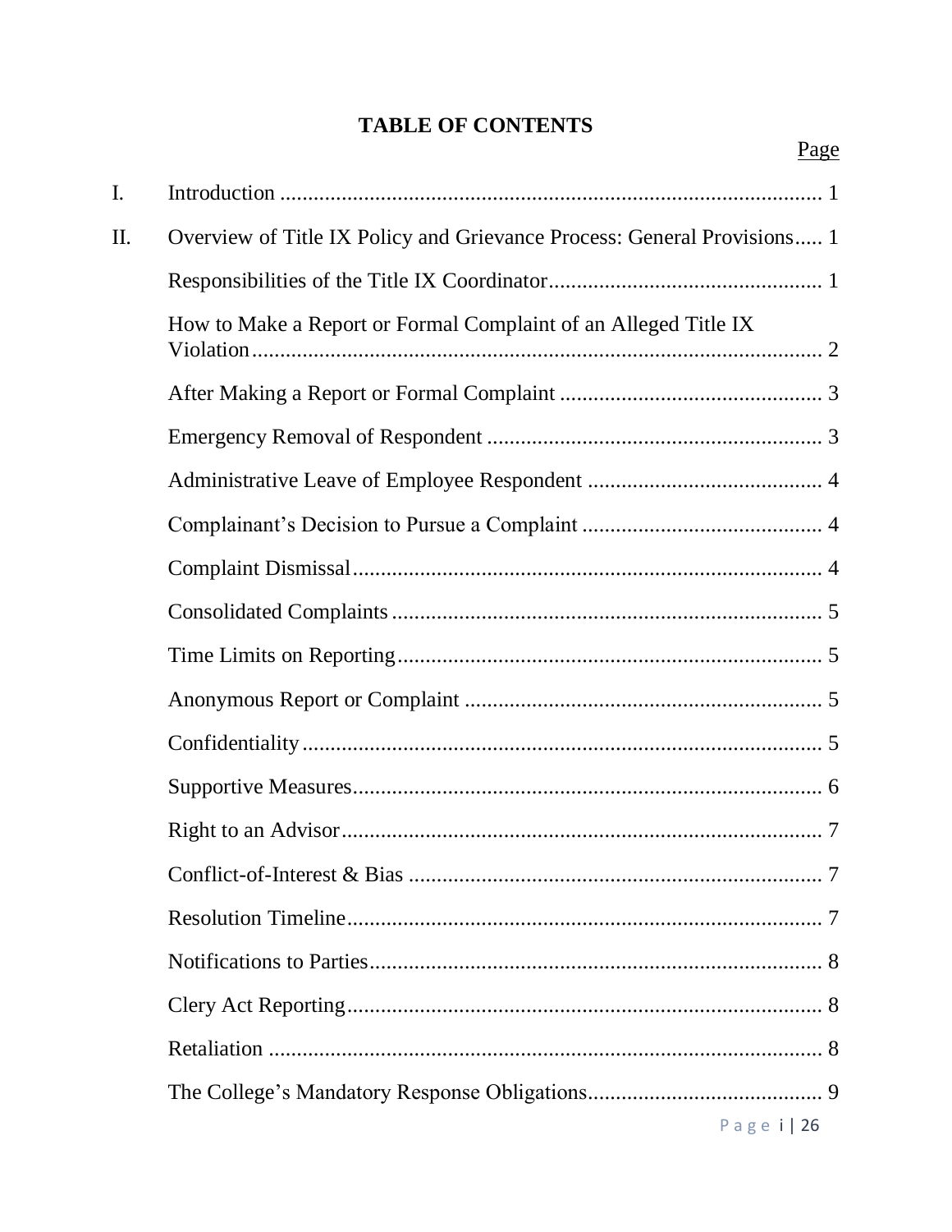# TABLE OF CONTENTS

| | | Page |
|---|---|---|
| I. | Introduction | 1 |
| II. | Overview of Title IX Policy and Grievance Process: General Provisions | 1 |
| | Responsibilities of the Title IX Coordinator | 1 |
| | How to Make a Report or Formal Complaint of an Alleged Title IX Violation | 2 |
| | After Making a Report or Formal Complaint | 3 |
| | Emergency Removal of Respondent | 3 |
| | Administrative Leave of Employee Respondent | 4 |
| | Complainant's Decision to Pursue a Complaint | 4 |
| | Complaint Dismissal | 4 |
| | Consolidated Complaints | 5 |
| | Time Limits on Reporting | 5 |
| | Anonymous Report or Complaint | 5 |
| | Confidentiality | 5 |
| | Supportive Measures | 6 |
| | Right to an Advisor | 7 |
| | Conflict-of-Interest & Bias | 7 |
| | Resolution Timeline | 7 |
| | Notifications to Parties | 8 |
| | Clery Act Reporting | 8 |
| | Retaliation | 8 |
| | The College's Mandatory Response Obligations | 9 |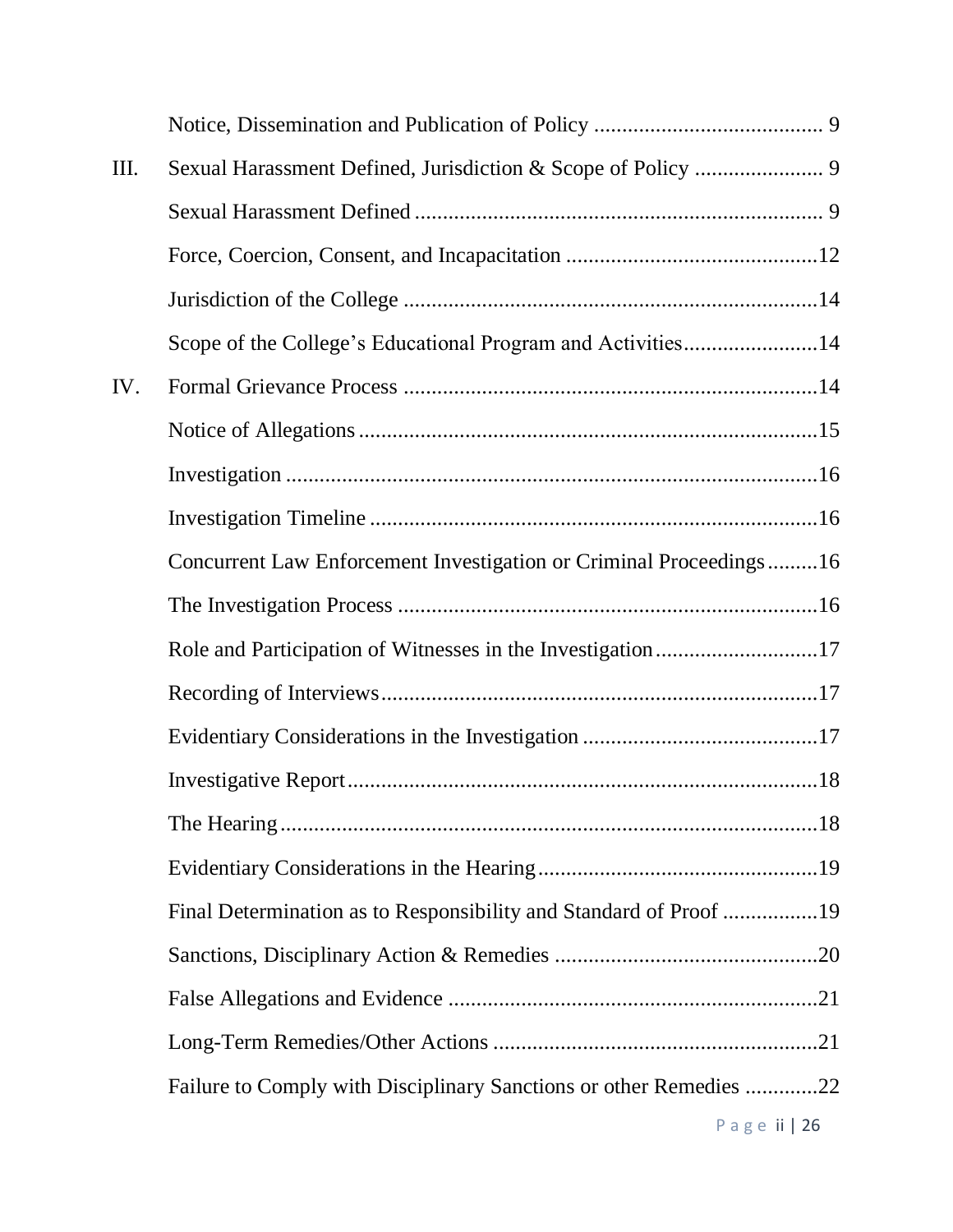Notice, Dissemination and Publication of Policy ........................................ 9

III. Sexual Harassment Defined, Jurisdiction & Scope of Policy ...................... 9

Sexual Harassment Defined ....................................................................... 9

Force, Coercion, Consent, and Incapacitation ............................................12

Jurisdiction of the College ........................................................................14

Scope of the College's Educational Program and Activities.......................14

IV. Formal Grievance Process .........................................................................14

Notice of Allegations .................................................................................15

Investigation ..............................................................................................16

Investigation Timeline ...............................................................................16

Concurrent Law Enforcement Investigation or Criminal Proceedings.........16

The Investigation Process ..........................................................................16

Role and Participation of Witnesses in the Investigation............................17

Recording of Interviews.............................................................................17

Evidentiary Considerations in the Investigation ..........................................17

Investigative Report...................................................................................18

The Hearing...............................................................................................18

Evidentiary Considerations in the Hearing..................................................19

Final Determination as to Responsibility and Standard of Proof ................19

Sanctions, Disciplinary Action & Remedies ...............................................20

False Allegations and Evidence ..................................................................21

Long-Term Remedies/Other Actions ..........................................................21

Failure to Comply with Disciplinary Sanctions or other Remedies .............22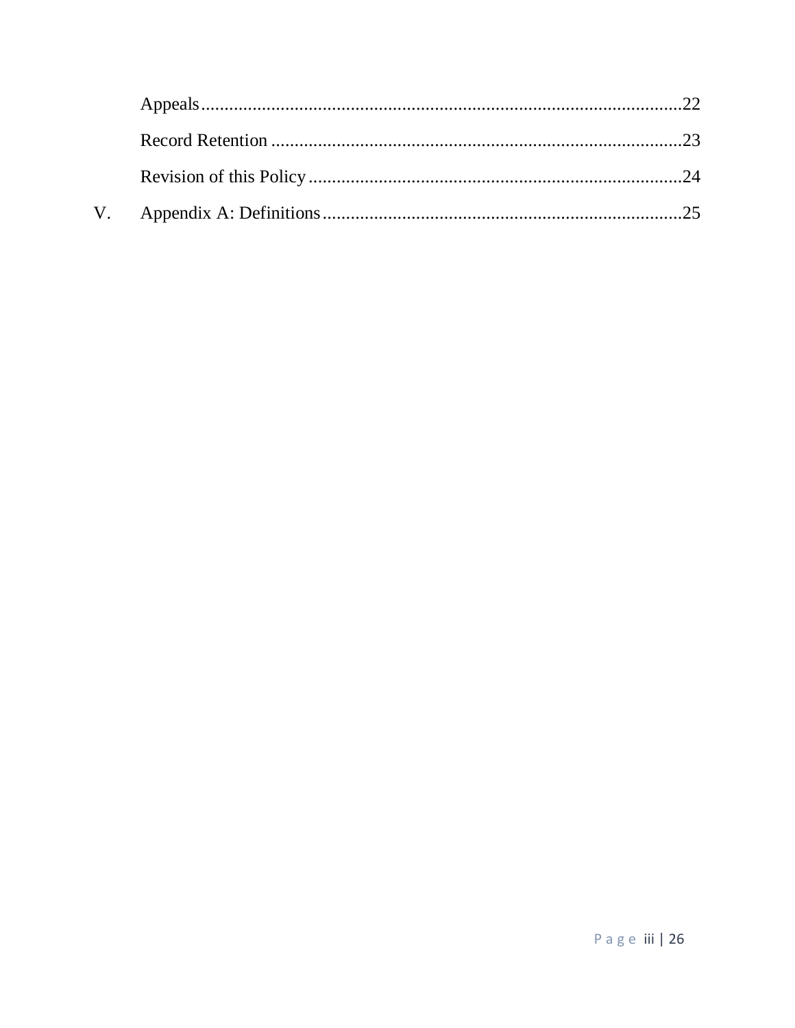Appeals....................................................................................................22

Record Retention ......................................................................................23

Revision of this Policy ..............................................................................24

V. Appendix A: Definitions..........................................................................25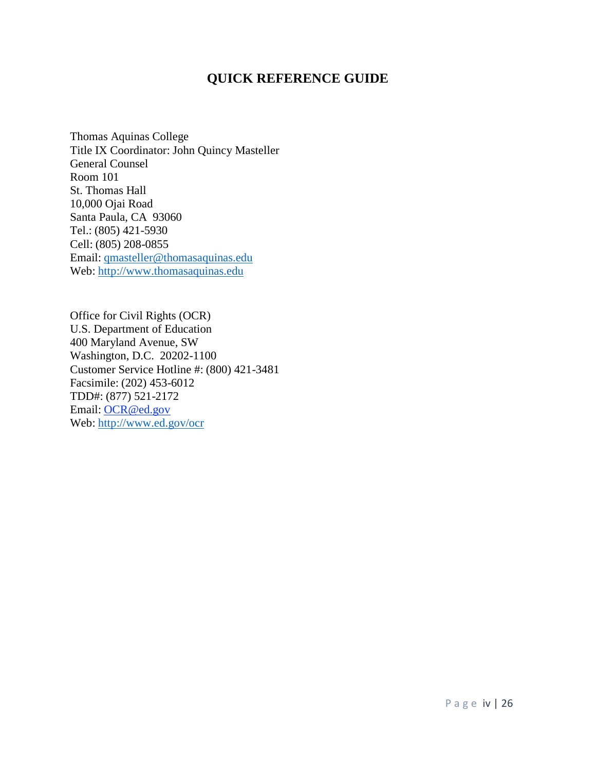# QUICK REFERENCE GUIDE

Thomas Aquinas College
Title IX Coordinator: John Quincy Masteller
General Counsel
Room 101
St. Thomas Hall
10,000 Ojai Road
Santa Paula, CA 93060
Tel.: (805) 421-5930
Cell: (805) 208-0855
Email: qmasteller@thomasaquinas.edu
Web: http://www.thomasaquinas.edu

Office for Civil Rights (OCR)
U.S. Department of Education
400 Maryland Avenue, SW
Washington, D.C. 20202-1100
Customer Service Hotline #: (800) 421-3481
Facsimile: (202) 453-6012
TDD#: (877) 521-2172
Email: OCR@ed.gov
Web: http://www.ed.gov/ocr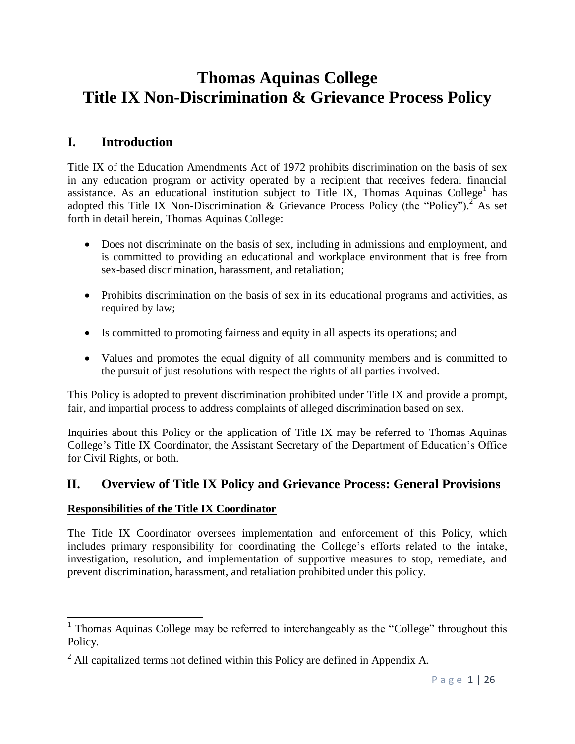# Thomas Aquinas College
# Title IX Non-Discrimination & Grievance Process Policy

## I. Introduction

Title IX of the Education Amendments Act of 1972 prohibits discrimination on the basis of sex in any education program or activity operated by a recipient that receives federal financial assistance. As an educational institution subject to Title IX, Thomas Aquinas College[1] has adopted this Title IX Non-Discrimination & Grievance Process Policy (the "Policy").[2] As set forth in detail herein, Thomas Aquinas College:

- Does not discriminate on the basis of sex, including in admissions and employment, and is committed to providing an educational and workplace environment that is free from sex-based discrimination, harassment, and retaliation;
- Prohibits discrimination on the basis of sex in its educational programs and activities, as required by law;
- Is committed to promoting fairness and equity in all aspects its operations; and
- Values and promotes the equal dignity of all community members and is committed to the pursuit of just resolutions with respect the rights of all parties involved.

This Policy is adopted to prevent discrimination prohibited under Title IX and provide a prompt, fair, and impartial process to address complaints of alleged discrimination based on sex.

Inquiries about this Policy or the application of Title IX may be referred to Thomas Aquinas College's Title IX Coordinator, the Assistant Secretary of the Department of Education's Office for Civil Rights, or both.

## II. Overview of Title IX Policy and Grievance Process: General Provisions

**Responsibilities of the Title IX Coordinator**

The Title IX Coordinator oversees implementation and enforcement of this Policy, which includes primary responsibility for coordinating the College's efforts related to the intake, investigation, resolution, and implementation of supportive measures to stop, remediate, and prevent discrimination, harassment, and retaliation prohibited under this policy.

[1] Thomas Aquinas College may be referred to interchangeably as the "College" throughout this Policy.

[2] All capitalized terms not defined within this Policy are defined in Appendix A.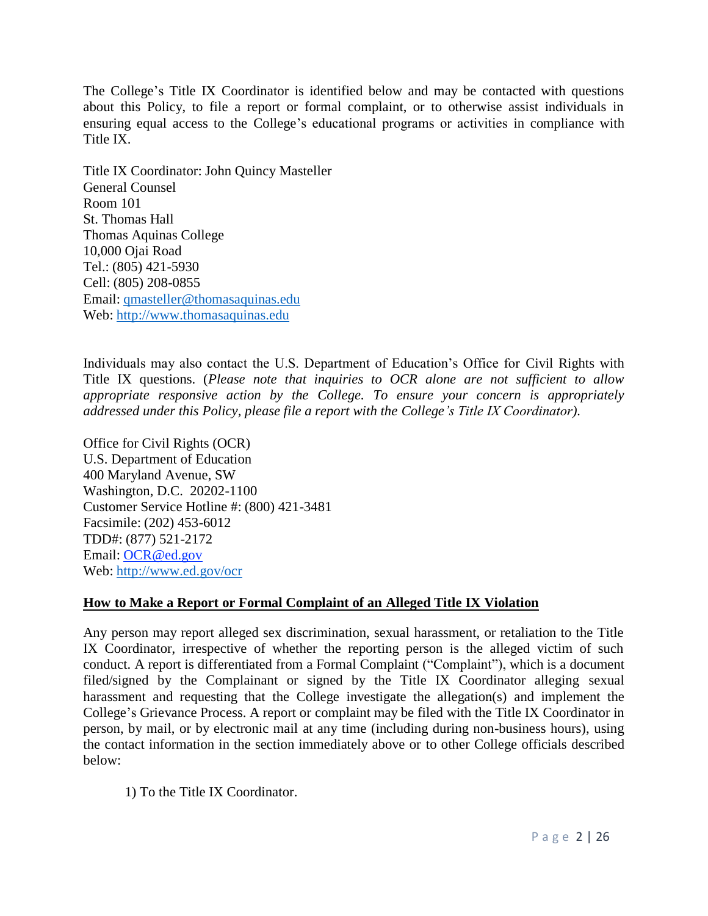The College's Title IX Coordinator is identified below and may be contacted with questions about this Policy, to file a report or formal complaint, or to otherwise assist individuals in ensuring equal access to the College's educational programs or activities in compliance with Title IX.

Title IX Coordinator: John Quincy Masteller
General Counsel
Room 101
St. Thomas Hall
Thomas Aquinas College
10,000 Ojai Road
Tel.: (805) 421-5930
Cell: (805) 208-0855
Email: [qmasteller@thomasaquinas.edu](mailto:qmasteller@thomasaquinas.edu)
Web: [http://www.thomasaquinas.edu](http://www.thomasaquinas.edu)

Individuals may also contact the U.S. Department of Education's Office for Civil Rights with Title IX questions. (*Please note that inquiries to OCR alone are not sufficient to allow appropriate responsive action by the College. To ensure your concern is appropriately addressed under this Policy, please file a report with the College's Title IX Coordinator).*

Office for Civil Rights (OCR)
U.S. Department of Education
400 Maryland Avenue, SW
Washington, D.C. 20202-1100
Customer Service Hotline #: (800) 421-3481
Facsimile: (202) 453-6012
TDD#: (877) 521-2172
Email: [OCR@ed.gov](mailto:OCR@ed.gov)
Web: [http://www.ed.gov/ocr](http://www.ed.gov/ocr)

**How to Make a Report or Formal Complaint of an Alleged Title IX Violation**

Any person may report alleged sex discrimination, sexual harassment, or retaliation to the Title IX Coordinator, irrespective of whether the reporting person is the alleged victim of such conduct. A report is differentiated from a Formal Complaint ("Complaint"), which is a document filed/signed by the Complainant or signed by the Title IX Coordinator alleging sexual harassment and requesting that the College investigate the allegation(s) and implement the College's Grievance Process. A report or complaint may be filed with the Title IX Coordinator in person, by mail, or by electronic mail at any time (including during non-business hours), using the contact information in the section immediately above or to other College officials described below:

1) To the Title IX Coordinator.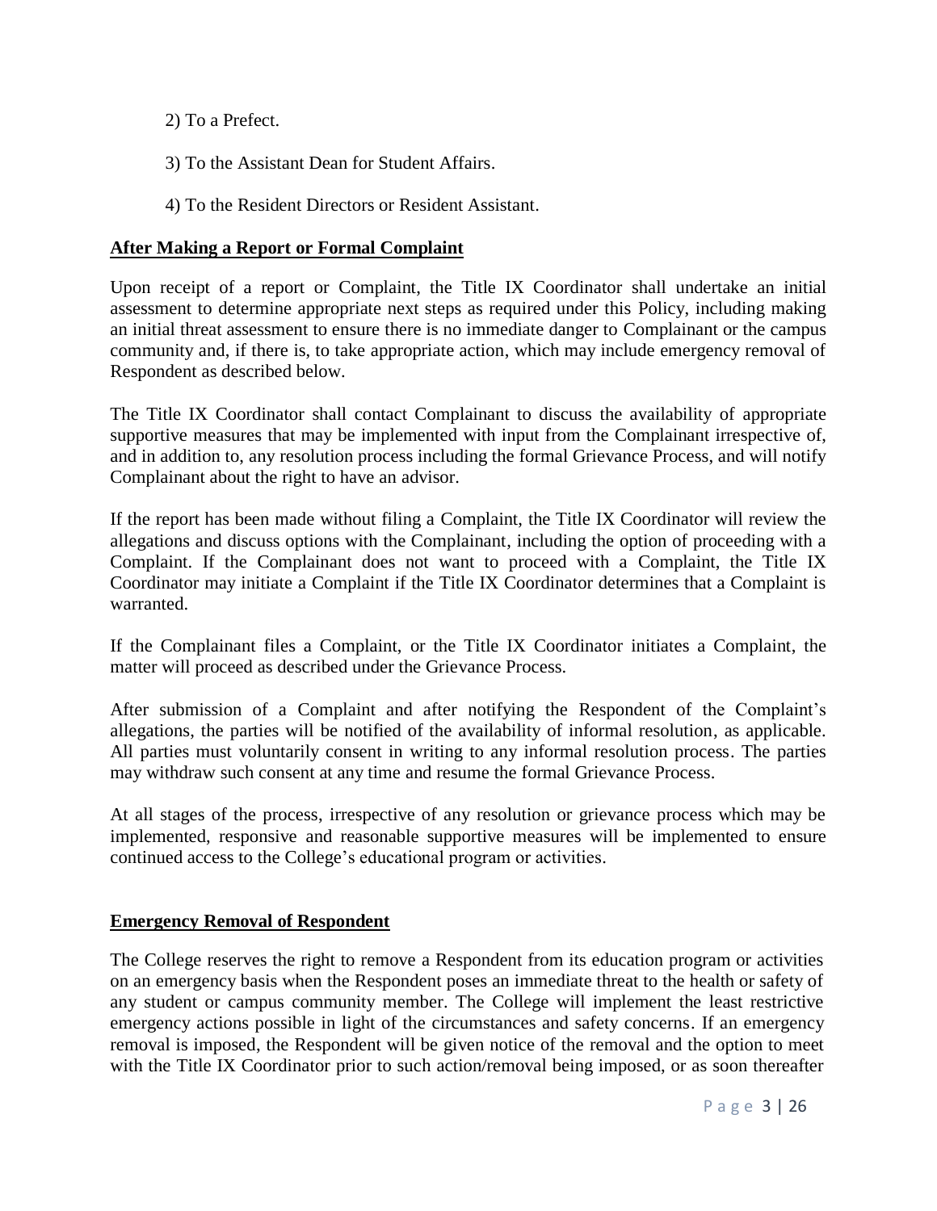2) To a Prefect.

3) To the Assistant Dean for Student Affairs.

4) To the Resident Directors or Resident Assistant.

**After Making a Report or Formal Complaint**

Upon receipt of a report or Complaint, the Title IX Coordinator shall undertake an initial assessment to determine appropriate next steps as required under this Policy, including making an initial threat assessment to ensure there is no immediate danger to Complainant or the campus community and, if there is, to take appropriate action, which may include emergency removal of Respondent as described below.

The Title IX Coordinator shall contact Complainant to discuss the availability of appropriate supportive measures that may be implemented with input from the Complainant irrespective of, and in addition to, any resolution process including the formal Grievance Process, and will notify Complainant about the right to have an advisor.

If the report has been made without filing a Complaint, the Title IX Coordinator will review the allegations and discuss options with the Complainant, including the option of proceeding with a Complaint. If the Complainant does not want to proceed with a Complaint, the Title IX Coordinator may initiate a Complaint if the Title IX Coordinator determines that a Complaint is warranted.

If the Complainant files a Complaint, or the Title IX Coordinator initiates a Complaint, the matter will proceed as described under the Grievance Process.

After submission of a Complaint and after notifying the Respondent of the Complaint's allegations, the parties will be notified of the availability of informal resolution, as applicable. All parties must voluntarily consent in writing to any informal resolution process. The parties may withdraw such consent at any time and resume the formal Grievance Process.

At all stages of the process, irrespective of any resolution or grievance process which may be implemented, responsive and reasonable supportive measures will be implemented to ensure continued access to the College's educational program or activities.

**Emergency Removal of Respondent**

The College reserves the right to remove a Respondent from its education program or activities on an emergency basis when the Respondent poses an immediate threat to the health or safety of any student or campus community member. The College will implement the least restrictive emergency actions possible in light of the circumstances and safety concerns. If an emergency removal is imposed, the Respondent will be given notice of the removal and the option to meet with the Title IX Coordinator prior to such action/removal being imposed, or as soon thereafter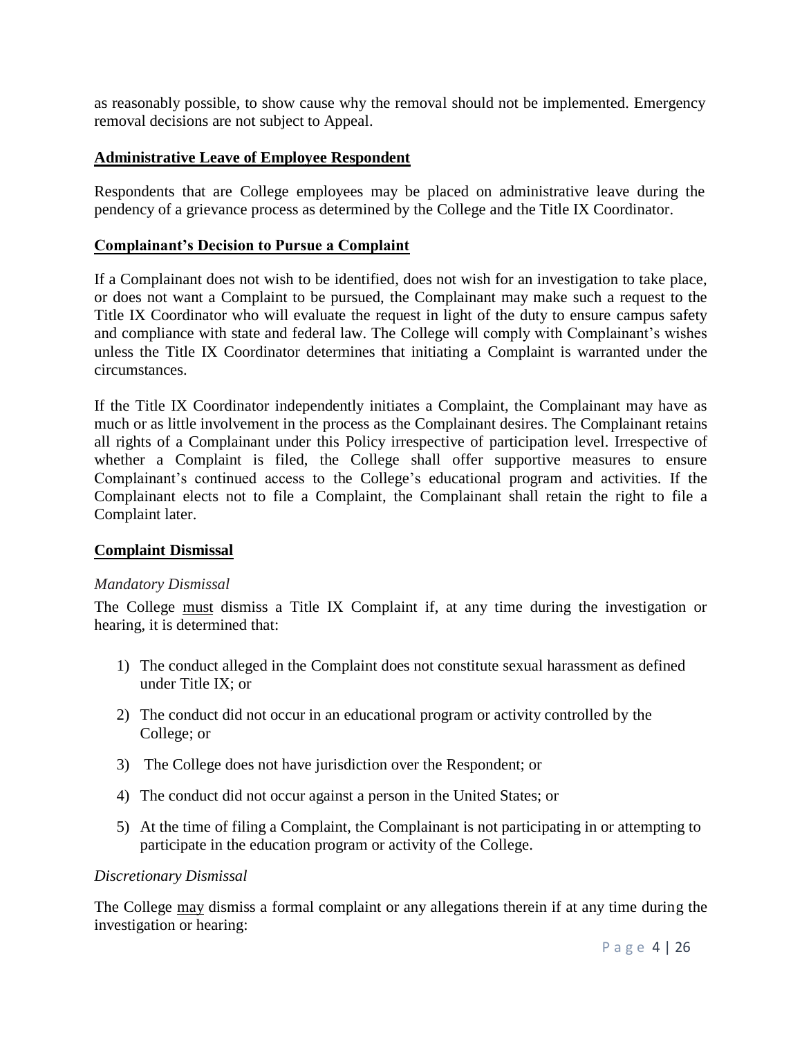as reasonably possible, to show cause why the removal should not be implemented. Emergency removal decisions are not subject to Appeal.

### Administrative Leave of Employee Respondent

Respondents that are College employees may be placed on administrative leave during the pendency of a grievance process as determined by the College and the Title IX Coordinator.

### Complainant's Decision to Pursue a Complaint

If a Complainant does not wish to be identified, does not wish for an investigation to take place, or does not want a Complaint to be pursued, the Complainant may make such a request to the Title IX Coordinator who will evaluate the request in light of the duty to ensure campus safety and compliance with state and federal law. The College will comply with Complainant's wishes unless the Title IX Coordinator determines that initiating a Complaint is warranted under the circumstances.

If the Title IX Coordinator independently initiates a Complaint, the Complainant may have as much or as little involvement in the process as the Complainant desires. The Complainant retains all rights of a Complainant under this Policy irrespective of participation level. Irrespective of whether a Complaint is filed, the College shall offer supportive measures to ensure Complainant's continued access to the College's educational program and activities. If the Complainant elects not to file a Complaint, the Complainant shall retain the right to file a Complaint later.

### Complaint Dismissal

*Mandatory Dismissal*

The College must dismiss a Title IX Complaint if, at any time during the investigation or hearing, it is determined that:

1) The conduct alleged in the Complaint does not constitute sexual harassment as defined under Title IX; or
2) The conduct did not occur in an educational program or activity controlled by the College; or
3) The College does not have jurisdiction over the Respondent; or
4) The conduct did not occur against a person in the United States; or
5) At the time of filing a Complaint, the Complainant is not participating in or attempting to participate in the education program or activity of the College.

*Discretionary Dismissal*

The College may dismiss a formal complaint or any allegations therein if at any time during the investigation or hearing: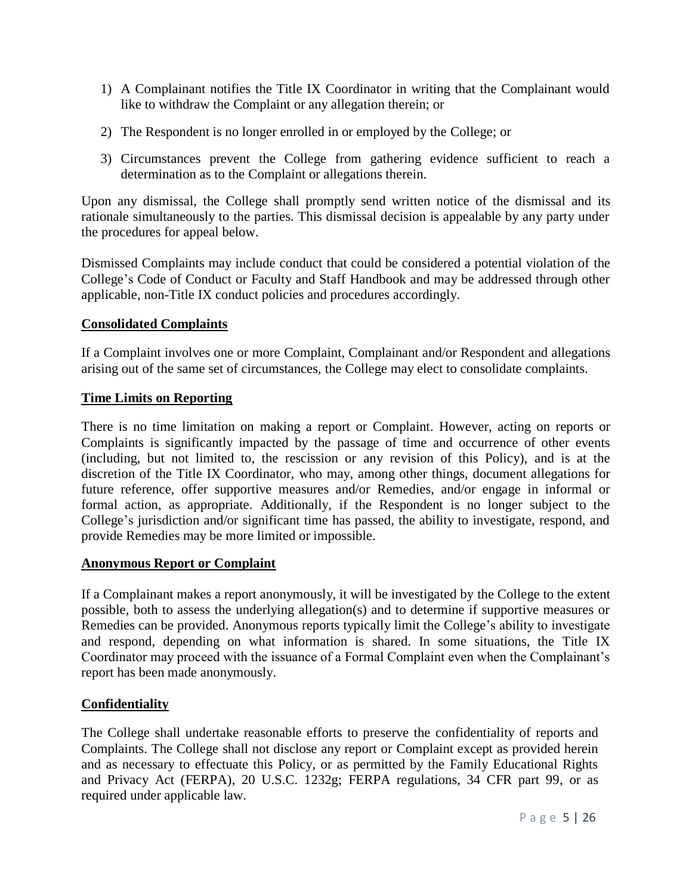1) A Complainant notifies the Title IX Coordinator in writing that the Complainant would like to withdraw the Complaint or any allegation therein; or
2) The Respondent is no longer enrolled in or employed by the College; or
3) Circumstances prevent the College from gathering evidence sufficient to reach a determination as to the Complaint or allegations therein.

Upon any dismissal, the College shall promptly send written notice of the dismissal and its rationale simultaneously to the parties. This dismissal decision is appealable by any party under the procedures for appeal below.

Dismissed Complaints may include conduct that could be considered a potential violation of the College's Code of Conduct or Faculty and Staff Handbook and may be addressed through other applicable, non-Title IX conduct policies and procedures accordingly.

**Consolidated Complaints**

If a Complaint involves one or more Complaint, Complainant and/or Respondent and allegations arising out of the same set of circumstances, the College may elect to consolidate complaints.

**Time Limits on Reporting**

There is no time limitation on making a report or Complaint. However, acting on reports or Complaints is significantly impacted by the passage of time and occurrence of other events (including, but not limited to, the rescission or any revision of this Policy), and is at the discretion of the Title IX Coordinator, who may, among other things, document allegations for future reference, offer supportive measures and/or Remedies, and/or engage in informal or formal action, as appropriate. Additionally, if the Respondent is no longer subject to the College's jurisdiction and/or significant time has passed, the ability to investigate, respond, and provide Remedies may be more limited or impossible.

**Anonymous Report or Complaint**

If a Complainant makes a report anonymously, it will be investigated by the College to the extent possible, both to assess the underlying allegation(s) and to determine if supportive measures or Remedies can be provided. Anonymous reports typically limit the College's ability to investigate and respond, depending on what information is shared. In some situations, the Title IX Coordinator may proceed with the issuance of a Formal Complaint even when the Complainant's report has been made anonymously.

**Confidentiality**

The College shall undertake reasonable efforts to preserve the confidentiality of reports and Complaints. The College shall not disclose any report or Complaint except as provided herein and as necessary to effectuate this Policy, or as permitted by the Family Educational Rights and Privacy Act (FERPA), 20 U.S.C. 1232g; FERPA regulations, 34 CFR part 99, or as required under applicable law.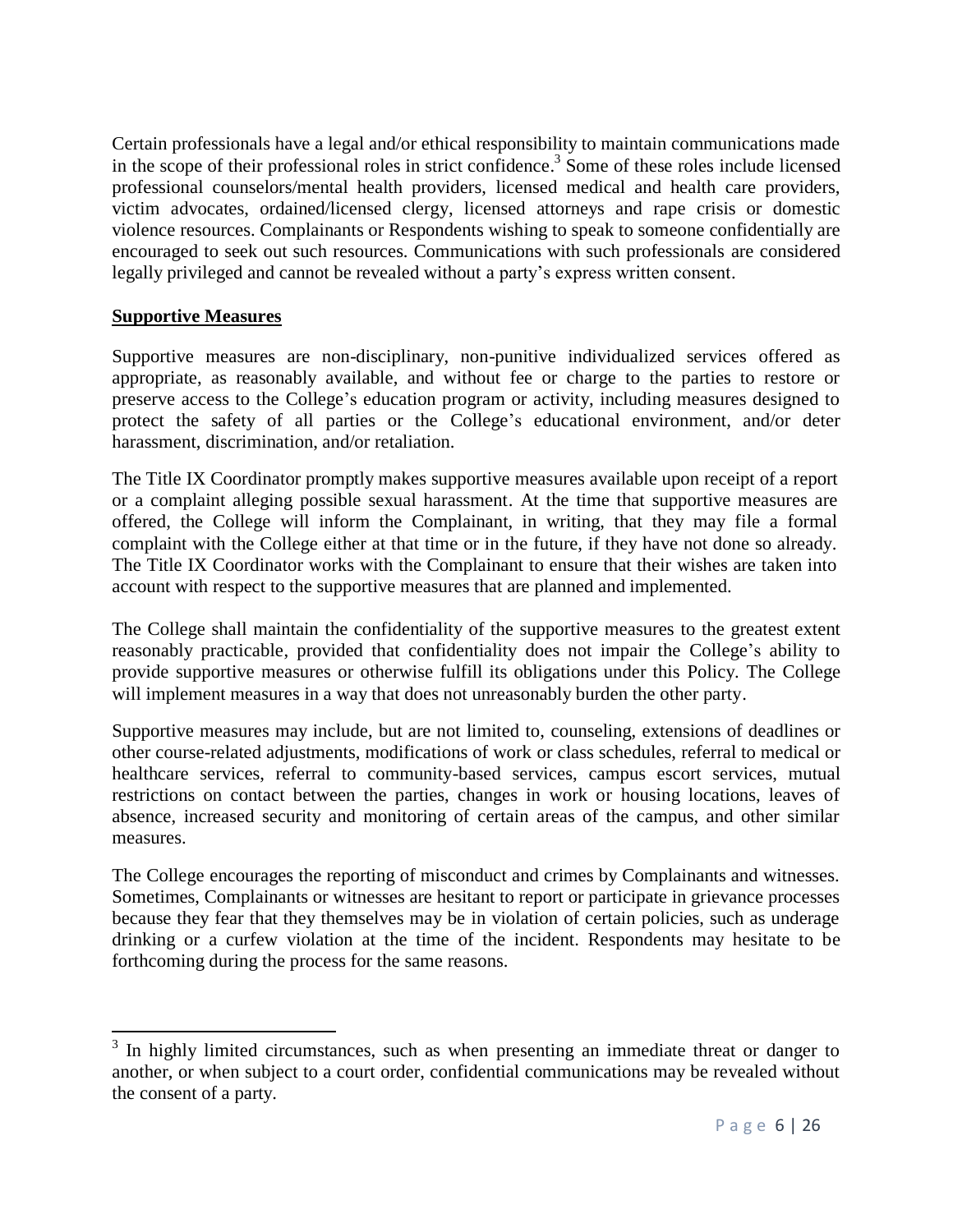Certain professionals have a legal and/or ethical responsibility to maintain communications made in the scope of their professional roles in strict confidence.[3] Some of these roles include licensed professional counselors/mental health providers, licensed medical and health care providers, victim advocates, ordained/licensed clergy, licensed attorneys and rape crisis or domestic violence resources. Complainants or Respondents wishing to speak to someone confidentially are encouraged to seek out such resources. Communications with such professionals are considered legally privileged and cannot be revealed without a party's express written consent.

**Supportive Measures**

Supportive measures are non-disciplinary, non-punitive individualized services offered as appropriate, as reasonably available, and without fee or charge to the parties to restore or preserve access to the College's education program or activity, including measures designed to protect the safety of all parties or the College's educational environment, and/or deter harassment, discrimination, and/or retaliation.

The Title IX Coordinator promptly makes supportive measures available upon receipt of a report or a complaint alleging possible sexual harassment. At the time that supportive measures are offered, the College will inform the Complainant, in writing, that they may file a formal complaint with the College either at that time or in the future, if they have not done so already. The Title IX Coordinator works with the Complainant to ensure that their wishes are taken into account with respect to the supportive measures that are planned and implemented.

The College shall maintain the confidentiality of the supportive measures to the greatest extent reasonably practicable, provided that confidentiality does not impair the College's ability to provide supportive measures or otherwise fulfill its obligations under this Policy. The College will implement measures in a way that does not unreasonably burden the other party.

Supportive measures may include, but are not limited to, counseling, extensions of deadlines or other course-related adjustments, modifications of work or class schedules, referral to medical or healthcare services, referral to community-based services, campus escort services, mutual restrictions on contact between the parties, changes in work or housing locations, leaves of absence, increased security and monitoring of certain areas of the campus, and other similar measures.

The College encourages the reporting of misconduct and crimes by Complainants and witnesses. Sometimes, Complainants or witnesses are hesitant to report or participate in grievance processes because they fear that they themselves may be in violation of certain policies, such as underage drinking or a curfew violation at the time of the incident. Respondents may hesitate to be forthcoming during the process for the same reasons.

---

[3] In highly limited circumstances, such as when presenting an immediate threat or danger to another, or when subject to a court order, confidential communications may be revealed without the consent of a party.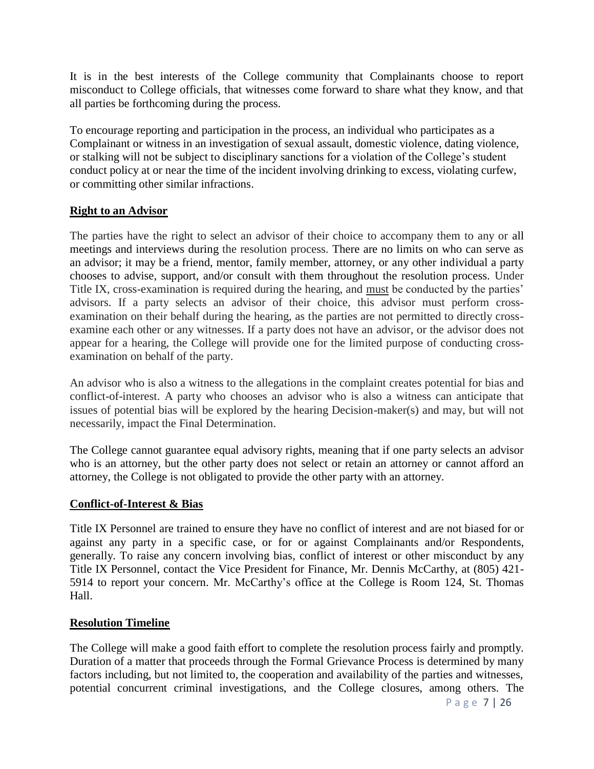It is in the best interests of the College community that Complainants choose to report misconduct to College officials, that witnesses come forward to share what they know, and that all parties be forthcoming during the process.

To encourage reporting and participation in the process, an individual who participates as a Complainant or witness in an investigation of sexual assault, domestic violence, dating violence, or stalking will not be subject to disciplinary sanctions for a violation of the College's student conduct policy at or near the time of the incident involving drinking to excess, violating curfew, or committing other similar infractions.

## **Right to an Advisor**

The parties have the right to select an advisor of their choice to accompany them to any or all meetings and interviews during the resolution process. There are no limits on who can serve as an advisor; it may be a friend, mentor, family member, attorney, or any other individual a party chooses to advise, support, and/or consult with them throughout the resolution process. Under Title IX, cross-examination is required during the hearing, and must be conducted by the parties' advisors. If a party selects an advisor of their choice, this advisor must perform cross-examination on their behalf during the hearing, as the parties are not permitted to directly cross-examine each other or any witnesses. If a party does not have an advisor, or the advisor does not appear for a hearing, the College will provide one for the limited purpose of conducting cross-examination on behalf of the party.

An advisor who is also a witness to the allegations in the complaint creates potential for bias and conflict-of-interest. A party who chooses an advisor who is also a witness can anticipate that issues of potential bias will be explored by the hearing Decision-maker(s) and may, but will not necessarily, impact the Final Determination.

The College cannot guarantee equal advisory rights, meaning that if one party selects an advisor who is an attorney, but the other party does not select or retain an attorney or cannot afford an attorney, the College is not obligated to provide the other party with an attorney.

## **Conflict-of-Interest & Bias**

Title IX Personnel are trained to ensure they have no conflict of interest and are not biased for or against any party in a specific case, or for or against Complainants and/or Respondents, generally. To raise any concern involving bias, conflict of interest or other misconduct by any Title IX Personnel, contact the Vice President for Finance, Mr. Dennis McCarthy, at (805) 421-5914 to report your concern. Mr. McCarthy's office at the College is Room 124, St. Thomas Hall.

## **Resolution Timeline**

The College will make a good faith effort to complete the resolution process fairly and promptly. Duration of a matter that proceeds through the Formal Grievance Process is determined by many factors including, but not limited to, the cooperation and availability of the parties and witnesses, potential concurrent criminal investigations, and the College closures, among others. The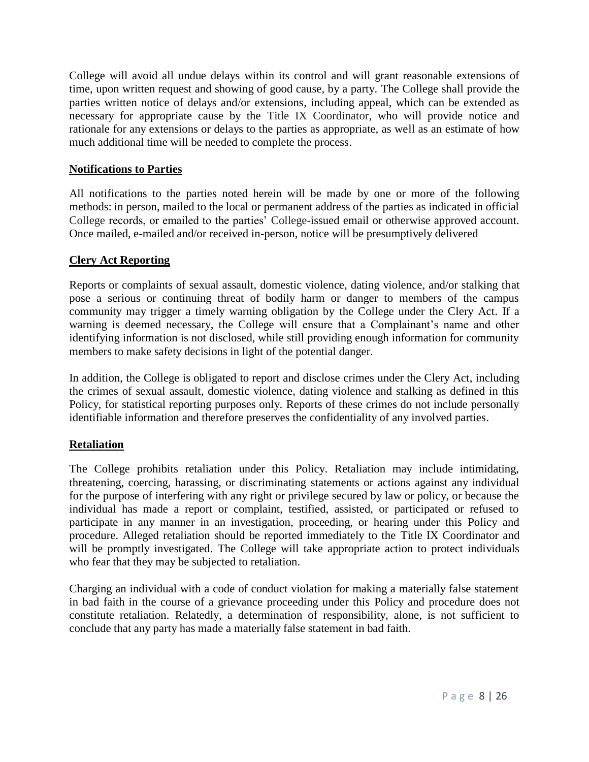College will avoid all undue delays within its control and will grant reasonable extensions of time, upon written request and showing of good cause, by a party. The College shall provide the parties written notice of delays and/or extensions, including appeal, which can be extended as necessary for appropriate cause by the Title IX Coordinator, who will provide notice and rationale for any extensions or delays to the parties as appropriate, as well as an estimate of how much additional time will be needed to complete the process.

## Notifications to Parties

All notifications to the parties noted herein will be made by one or more of the following methods: in person, mailed to the local or permanent address of the parties as indicated in official College records, or emailed to the parties' College-issued email or otherwise approved account. Once mailed, e-mailed and/or received in-person, notice will be presumptively delivered

## Clery Act Reporting

Reports or complaints of sexual assault, domestic violence, dating violence, and/or stalking that pose a serious or continuing threat of bodily harm or danger to members of the campus community may trigger a timely warning obligation by the College under the Clery Act. If a warning is deemed necessary, the College will ensure that a Complainant's name and other identifying information is not disclosed, while still providing enough information for community members to make safety decisions in light of the potential danger.

In addition, the College is obligated to report and disclose crimes under the Clery Act, including the crimes of sexual assault, domestic violence, dating violence and stalking as defined in this Policy, for statistical reporting purposes only. Reports of these crimes do not include personally identifiable information and therefore preserves the confidentiality of any involved parties.

## Retaliation

The College prohibits retaliation under this Policy. Retaliation may include intimidating, threatening, coercing, harassing, or discriminating statements or actions against any individual for the purpose of interfering with any right or privilege secured by law or policy, or because the individual has made a report or complaint, testified, assisted, or participated or refused to participate in any manner in an investigation, proceeding, or hearing under this Policy and procedure. Alleged retaliation should be reported immediately to the Title IX Coordinator and will be promptly investigated. The College will take appropriate action to protect individuals who fear that they may be subjected to retaliation.

Charging an individual with a code of conduct violation for making a materially false statement in bad faith in the course of a grievance proceeding under this Policy and procedure does not constitute retaliation. Relatedly, a determination of responsibility, alone, is not sufficient to conclude that any party has made a materially false statement in bad faith.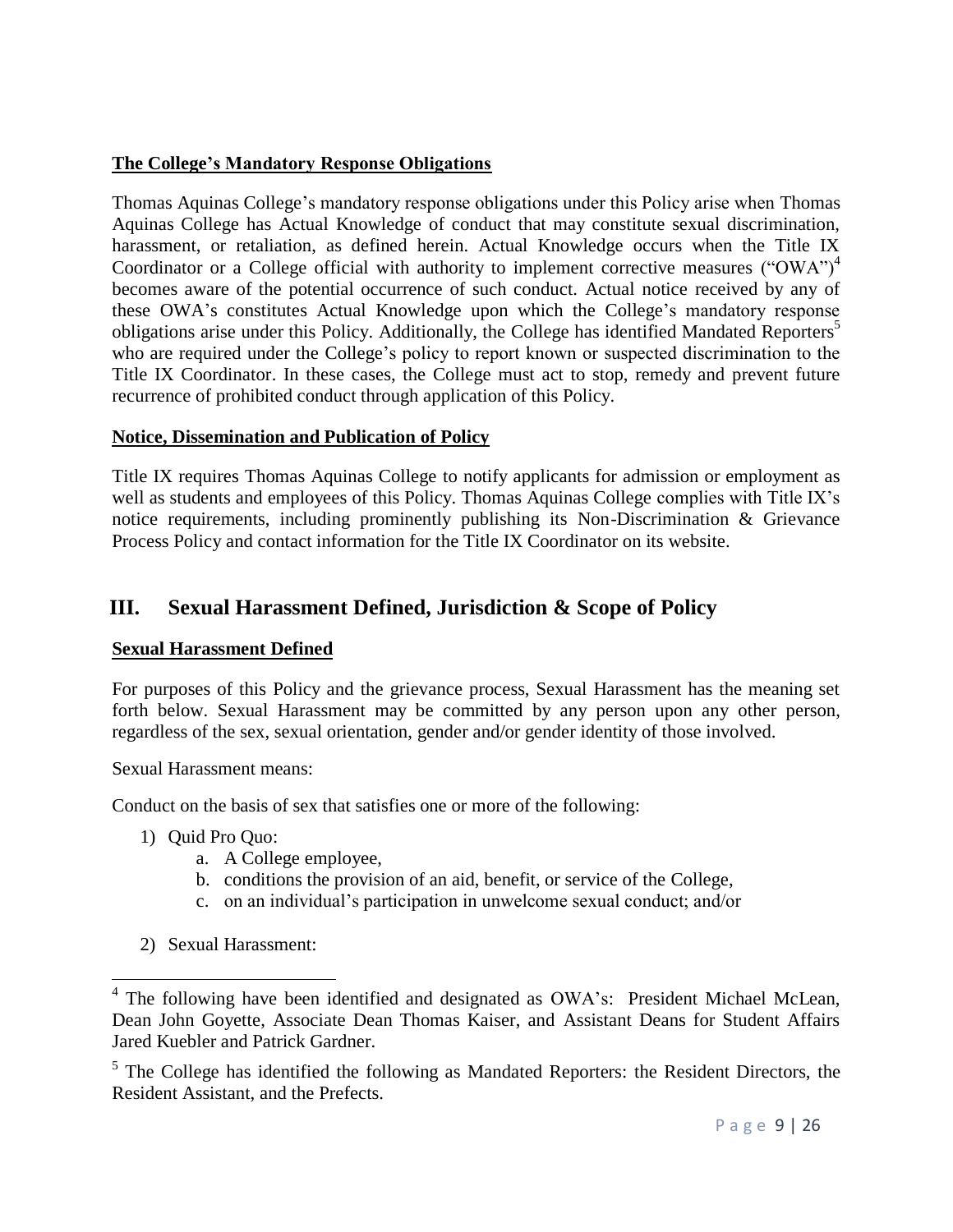**The College's Mandatory Response Obligations**

Thomas Aquinas College's mandatory response obligations under this Policy arise when Thomas Aquinas College has Actual Knowledge of conduct that may constitute sexual discrimination, harassment, or retaliation, as defined herein. Actual Knowledge occurs when the Title IX Coordinator or a College official with authority to implement corrective measures ("OWA")[4] becomes aware of the potential occurrence of such conduct. Actual notice received by any of these OWA's constitutes Actual Knowledge upon which the College's mandatory response obligations arise under this Policy. Additionally, the College has identified Mandated Reporters[5] who are required under the College's policy to report known or suspected discrimination to the Title IX Coordinator. In these cases, the College must act to stop, remedy and prevent future recurrence of prohibited conduct through application of this Policy.

**Notice, Dissemination and Publication of Policy**

Title IX requires Thomas Aquinas College to notify applicants for admission or employment as well as students and employees of this Policy. Thomas Aquinas College complies with Title IX's notice requirements, including prominently publishing its Non-Discrimination & Grievance Process Policy and contact information for the Title IX Coordinator on its website.

## III. Sexual Harassment Defined, Jurisdiction & Scope of Policy

**Sexual Harassment Defined**

For purposes of this Policy and the grievance process, Sexual Harassment has the meaning set forth below. Sexual Harassment may be committed by any person upon any other person, regardless of the sex, sexual orientation, gender and/or gender identity of those involved.

Sexual Harassment means:

Conduct on the basis of sex that satisfies one or more of the following:

1) Quid Pro Quo:
    a. A College employee,
    b. conditions the provision of an aid, benefit, or service of the College,
    c. on an individual's participation in unwelcome sexual conduct; and/or

2) Sexual Harassment:

---

[4] The following have been identified and designated as OWA's: President Michael McLean, Dean John Goyette, Associate Dean Thomas Kaiser, and Assistant Deans for Student Affairs Jared Kuebler and Patrick Gardner.

[5] The College has identified the following as Mandated Reporters: the Resident Directors, the Resident Assistant, and the Prefects.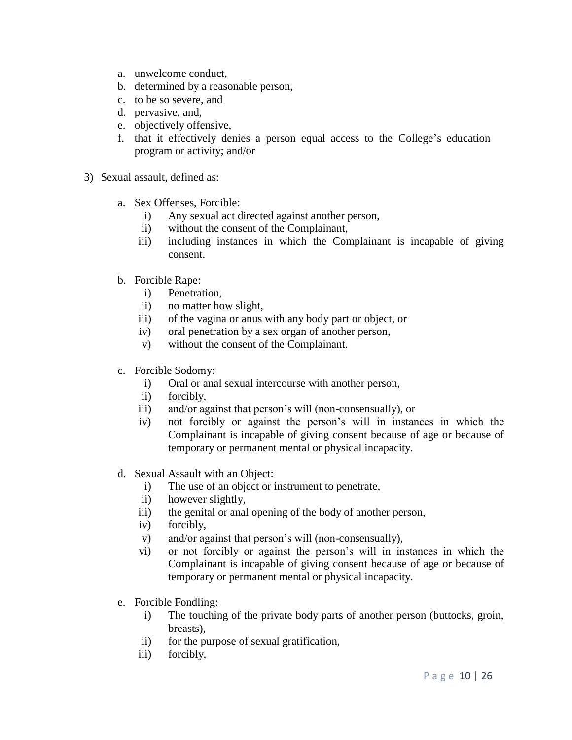a. unwelcome conduct,
b. determined by a reasonable person,
c. to be so severe, and
d. pervasive, and,
e. objectively offensive,
f. that it effectively denies a person equal access to the College's education program or activity; and/or

3) Sexual assault, defined as:

   a. Sex Offenses, Forcible:
      i) Any sexual act directed against another person,
      ii) without the consent of the Complainant,
      iii) including instances in which the Complainant is incapable of giving consent.

   b. Forcible Rape:
      i) Penetration,
      ii) no matter how slight,
      iii) of the vagina or anus with any body part or object, or
      iv) oral penetration by a sex organ of another person,
      v) without the consent of the Complainant.

   c. Forcible Sodomy:
      i) Oral or anal sexual intercourse with another person,
      ii) forcibly,
      iii) and/or against that person's will (non-consensually), or
      iv) not forcibly or against the person's will in instances in which the Complainant is incapable of giving consent because of age or because of temporary or permanent mental or physical incapacity.

   d. Sexual Assault with an Object:
      i) The use of an object or instrument to penetrate,
      ii) however slightly,
      iii) the genital or anal opening of the body of another person,
      iv) forcibly,
      v) and/or against that person's will (non-consensually),
      vi) or not forcibly or against the person's will in instances in which the Complainant is incapable of giving consent because of age or because of temporary or permanent mental or physical incapacity.

   e. Forcible Fondling:
      i) The touching of the private body parts of another person (buttocks, groin, breasts),
      ii) for the purpose of sexual gratification,
      iii) forcibly,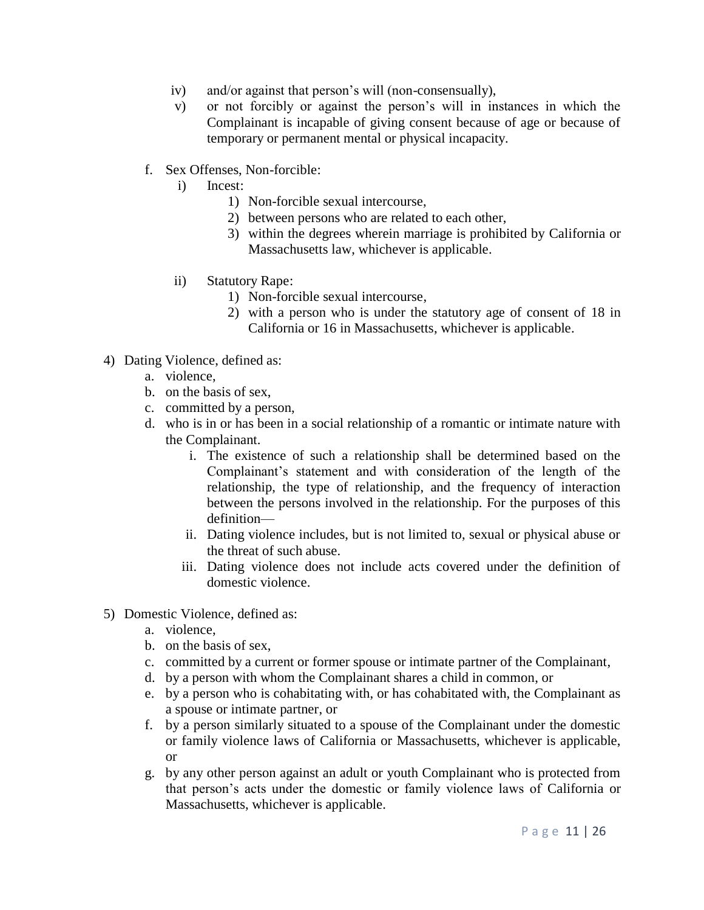iv) and/or against that person's will (non-consensually),

v) or not forcibly or against the person's will in instances in which the Complainant is incapable of giving consent because of age or because of temporary or permanent mental or physical incapacity.

f. Sex Offenses, Non-forcible:

   i) Incest:
      1) Non-forcible sexual intercourse,
      2) between persons who are related to each other,
      3) within the degrees wherein marriage is prohibited by California or Massachusetts law, whichever is applicable.

   ii) Statutory Rape:
      1) Non-forcible sexual intercourse,
      2) with a person who is under the statutory age of consent of 18 in California or 16 in Massachusetts, whichever is applicable.

4) Dating Violence, defined as:
   a. violence,
   b. on the basis of sex,
   c. committed by a person,
   d. who is in or has been in a social relationship of a romantic or intimate nature with the Complainant.
      i. The existence of such a relationship shall be determined based on the Complainant's statement and with consideration of the length of the relationship, the type of relationship, and the frequency of interaction between the persons involved in the relationship. For the purposes of this definition—
      ii. Dating violence includes, but is not limited to, sexual or physical abuse or the threat of such abuse.
      iii. Dating violence does not include acts covered under the definition of domestic violence.

5) Domestic Violence, defined as:
   a. violence,
   b. on the basis of sex,
   c. committed by a current or former spouse or intimate partner of the Complainant,
   d. by a person with whom the Complainant shares a child in common, or
   e. by a person who is cohabitating with, or has cohabitated with, the Complainant as a spouse or intimate partner, or
   f. by a person similarly situated to a spouse of the Complainant under the domestic or family violence laws of California or Massachusetts, whichever is applicable, or
   g. by any other person against an adult or youth Complainant who is protected from that person's acts under the domestic or family violence laws of California or Massachusetts, whichever is applicable.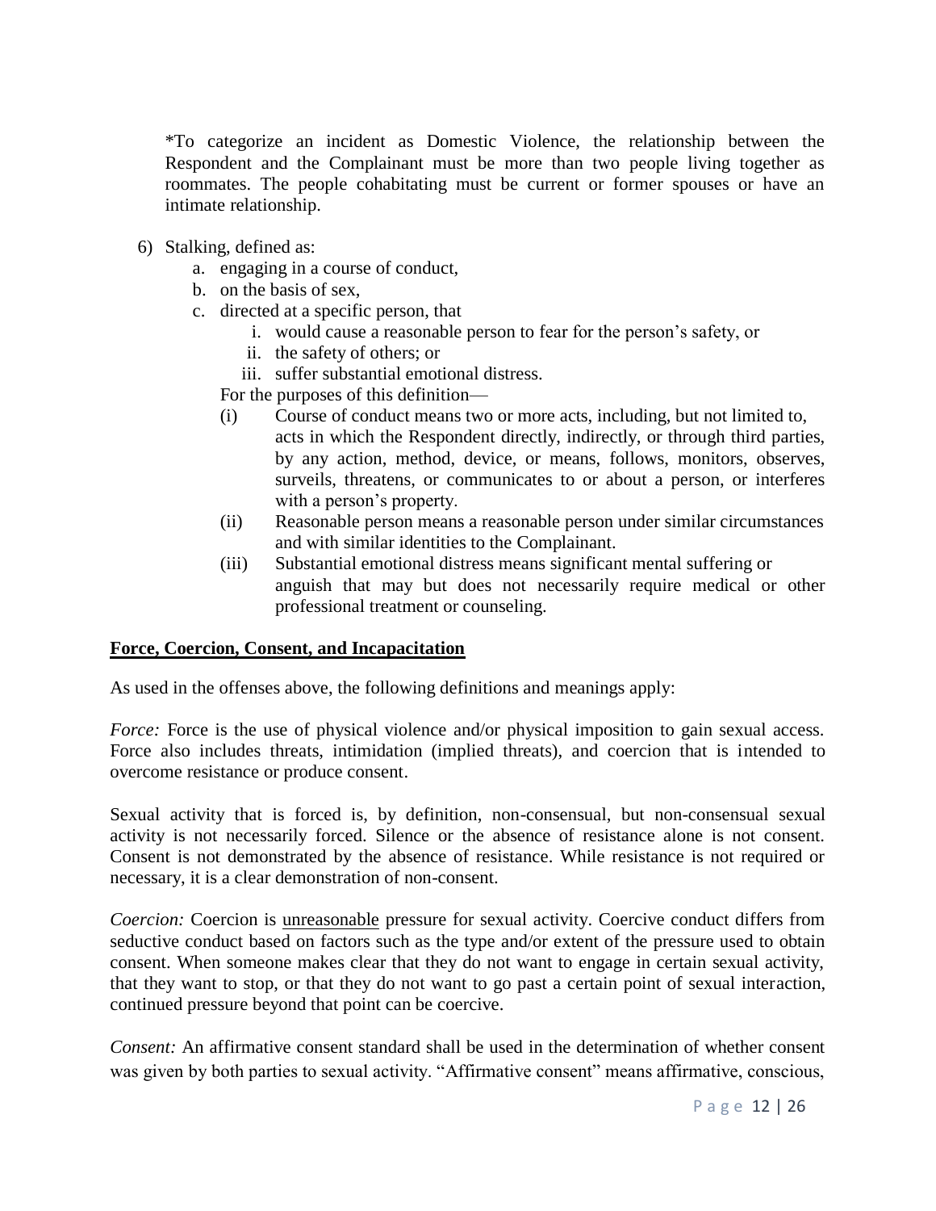*To categorize an incident as Domestic Violence, the relationship between the Respondent and the Complainant must be more than two people living together as roommates. The people cohabitating must be current or former spouses or have an intimate relationship.

6) Stalking, defined as:
   a. engaging in a course of conduct,
   b. on the basis of sex,
   c. directed at a specific person, that
      i. would cause a reasonable person to fear for the person's safety, or
      ii. the safety of others; or
      iii. suffer substantial emotional distress.

   For the purposes of this definition—

   (i) Course of conduct means two or more acts, including, but not limited to, acts in which the Respondent directly, indirectly, or through third parties, by any action, method, device, or means, follows, monitors, observes, surveils, threatens, or communicates to or about a person, or interferes with a person's property.

   (ii) Reasonable person means a reasonable person under similar circumstances and with similar identities to the Complainant.

   (iii) Substantial emotional distress means significant mental suffering or anguish that may but does not necessarily require medical or other professional treatment or counseling.

**Force, Coercion, Consent, and Incapacitation**

As used in the offenses above, the following definitions and meanings apply:

*Force:* Force is the use of physical violence and/or physical imposition to gain sexual access. Force also includes threats, intimidation (implied threats), and coercion that is intended to overcome resistance or produce consent.

Sexual activity that is forced is, by definition, non-consensual, but non-consensual sexual activity is not necessarily forced. Silence or the absence of resistance alone is not consent. Consent is not demonstrated by the absence of resistance. While resistance is not required or necessary, it is a clear demonstration of non-consent.

*Coercion:* Coercion is unreasonable pressure for sexual activity. Coercive conduct differs from seductive conduct based on factors such as the type and/or extent of the pressure used to obtain consent. When someone makes clear that they do not want to engage in certain sexual activity, that they want to stop, or that they do not want to go past a certain point of sexual interaction, continued pressure beyond that point can be coercive.

*Consent:* An affirmative consent standard shall be used in the determination of whether consent was given by both parties to sexual activity. "Affirmative consent" means affirmative, conscious,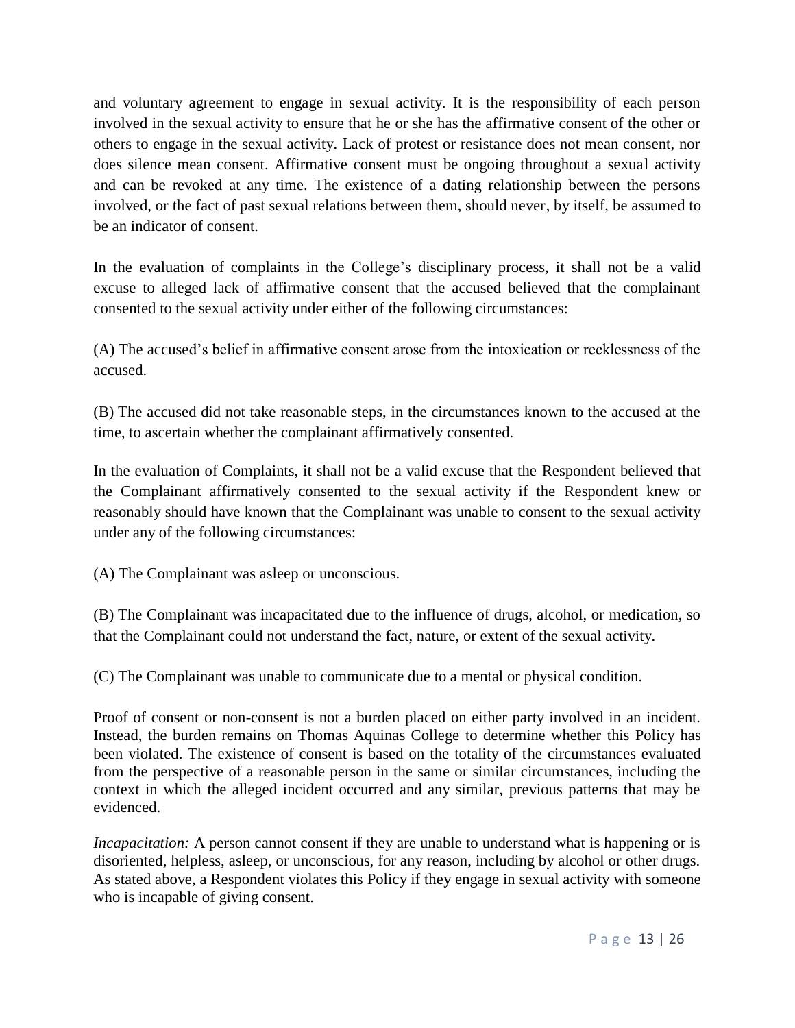and voluntary agreement to engage in sexual activity. It is the responsibility of each person involved in the sexual activity to ensure that he or she has the affirmative consent of the other or others to engage in the sexual activity. Lack of protest or resistance does not mean consent, nor does silence mean consent. Affirmative consent must be ongoing throughout a sexual activity and can be revoked at any time. The existence of a dating relationship between the persons involved, or the fact of past sexual relations between them, should never, by itself, be assumed to be an indicator of consent.

In the evaluation of complaints in the College's disciplinary process, it shall not be a valid excuse to alleged lack of affirmative consent that the accused believed that the complainant consented to the sexual activity under either of the following circumstances:

(A) The accused's belief in affirmative consent arose from the intoxication or recklessness of the accused.

(B) The accused did not take reasonable steps, in the circumstances known to the accused at the time, to ascertain whether the complainant affirmatively consented.

In the evaluation of Complaints, it shall not be a valid excuse that the Respondent believed that the Complainant affirmatively consented to the sexual activity if the Respondent knew or reasonably should have known that the Complainant was unable to consent to the sexual activity under any of the following circumstances:

(A) The Complainant was asleep or unconscious.

(B) The Complainant was incapacitated due to the influence of drugs, alcohol, or medication, so that the Complainant could not understand the fact, nature, or extent of the sexual activity.

(C) The Complainant was unable to communicate due to a mental or physical condition.

Proof of consent or non-consent is not a burden placed on either party involved in an incident. Instead, the burden remains on Thomas Aquinas College to determine whether this Policy has been violated. The existence of consent is based on the totality of the circumstances evaluated from the perspective of a reasonable person in the same or similar circumstances, including the context in which the alleged incident occurred and any similar, previous patterns that may be evidenced.

*Incapacitation:* A person cannot consent if they are unable to understand what is happening or is disoriented, helpless, asleep, or unconscious, for any reason, including by alcohol or other drugs. As stated above, a Respondent violates this Policy if they engage in sexual activity with someone who is incapable of giving consent.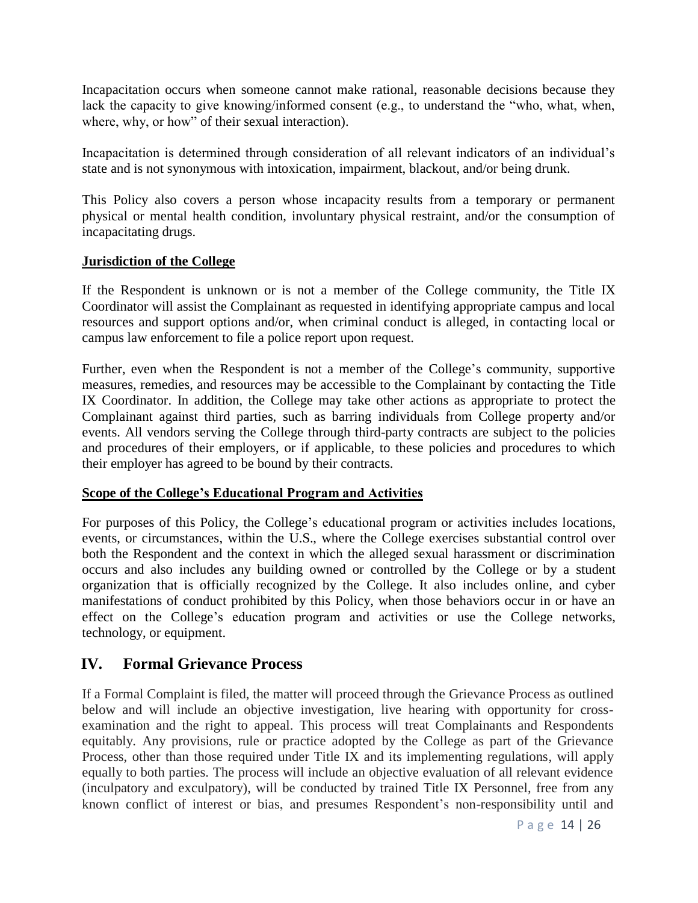Incapacitation occurs when someone cannot make rational, reasonable decisions because they lack the capacity to give knowing/informed consent (e.g., to understand the "who, what, when, where, why, or how" of their sexual interaction).

Incapacitation is determined through consideration of all relevant indicators of an individual's state and is not synonymous with intoxication, impairment, blackout, and/or being drunk.

This Policy also covers a person whose incapacity results from a temporary or permanent physical or mental health condition, involuntary physical restraint, and/or the consumption of incapacitating drugs.

**Jurisdiction of the College**

If the Respondent is unknown or is not a member of the College community, the Title IX Coordinator will assist the Complainant as requested in identifying appropriate campus and local resources and support options and/or, when criminal conduct is alleged, in contacting local or campus law enforcement to file a police report upon request.

Further, even when the Respondent is not a member of the College's community, supportive measures, remedies, and resources may be accessible to the Complainant by contacting the Title IX Coordinator. In addition, the College may take other actions as appropriate to protect the Complainant against third parties, such as barring individuals from College property and/or events. All vendors serving the College through third-party contracts are subject to the policies and procedures of their employers, or if applicable, to these policies and procedures to which their employer has agreed to be bound by their contracts.

**Scope of the College's Educational Program and Activities**

For purposes of this Policy, the College's educational program or activities includes locations, events, or circumstances, within the U.S., where the College exercises substantial control over both the Respondent and the context in which the alleged sexual harassment or discrimination occurs and also includes any building owned or controlled by the College or by a student organization that is officially recognized by the College. It also includes online, and cyber manifestations of conduct prohibited by this Policy, when those behaviors occur in or have an effect on the College's education program and activities or use the College networks, technology, or equipment.

## IV. Formal Grievance Process

If a Formal Complaint is filed, the matter will proceed through the Grievance Process as outlined below and will include an objective investigation, live hearing with opportunity for cross-examination and the right to appeal. This process will treat Complainants and Respondents equitably. Any provisions, rule or practice adopted by the College as part of the Grievance Process, other than those required under Title IX and its implementing regulations, will apply equally to both parties. The process will include an objective evaluation of all relevant evidence (inculpatory and exculpatory), will be conducted by trained Title IX Personnel, free from any known conflict of interest or bias, and presumes Respondent's non-responsibility until and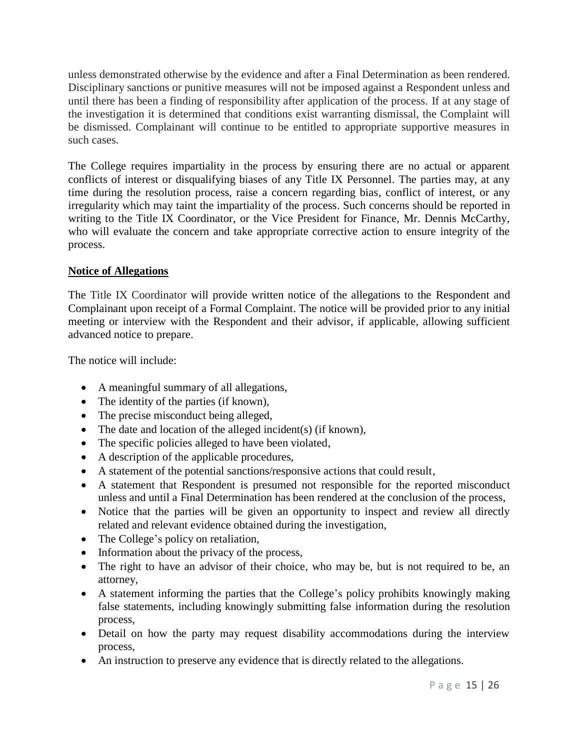unless demonstrated otherwise by the evidence and after a Final Determination as been rendered. Disciplinary sanctions or punitive measures will not be imposed against a Respondent unless and until there has been a finding of responsibility after application of the process. If at any stage of the investigation it is determined that conditions exist warranting dismissal, the Complaint will be dismissed. Complainant will continue to be entitled to appropriate supportive measures in such cases.

The College requires impartiality in the process by ensuring there are no actual or apparent conflicts of interest or disqualifying biases of any Title IX Personnel. The parties may, at any time during the resolution process, raise a concern regarding bias, conflict of interest, or any irregularity which may taint the impartiality of the process. Such concerns should be reported in writing to the Title IX Coordinator, or the Vice President for Finance, Mr. Dennis McCarthy, who will evaluate the concern and take appropriate corrective action to ensure integrity of the process.

**Notice of Allegations**

The Title IX Coordinator will provide written notice of the allegations to the Respondent and Complainant upon receipt of a Formal Complaint. The notice will be provided prior to any initial meeting or interview with the Respondent and their advisor, if applicable, allowing sufficient advanced notice to prepare.

The notice will include:

- A meaningful summary of all allegations,
- The identity of the parties (if known),
- The precise misconduct being alleged,
- The date and location of the alleged incident(s) (if known),
- The specific policies alleged to have been violated,
- A description of the applicable procedures,
- A statement of the potential sanctions/responsive actions that could result,
- A statement that Respondent is presumed not responsible for the reported misconduct unless and until a Final Determination has been rendered at the conclusion of the process,
- Notice that the parties will be given an opportunity to inspect and review all directly related and relevant evidence obtained during the investigation,
- The College's policy on retaliation,
- Information about the privacy of the process,
- The right to have an advisor of their choice, who may be, but is not required to be, an attorney,
- A statement informing the parties that the College's policy prohibits knowingly making false statements, including knowingly submitting false information during the resolution process,
- Detail on how the party may request disability accommodations during the interview process,
- An instruction to preserve any evidence that is directly related to the allegations.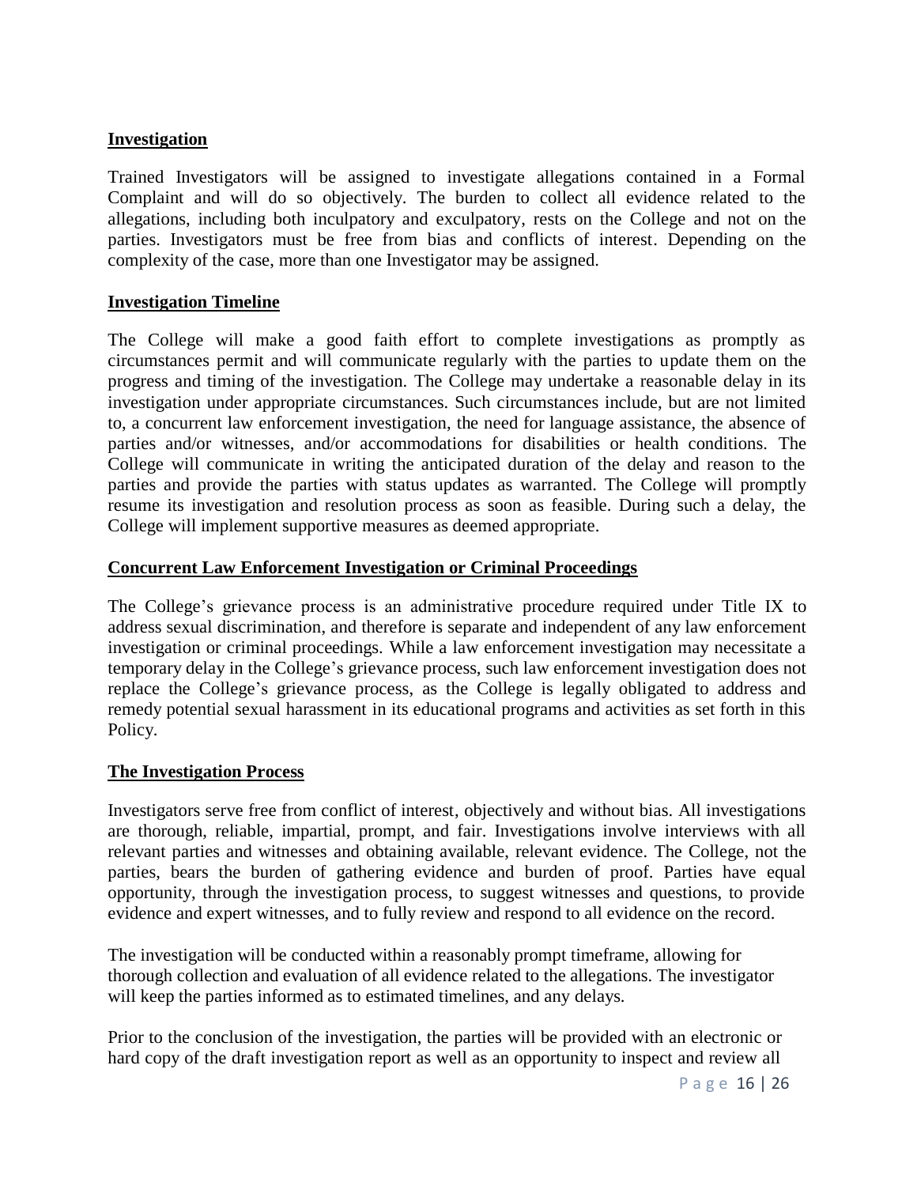**Investigation**

Trained Investigators will be assigned to investigate allegations contained in a Formal Complaint and will do so objectively. The burden to collect all evidence related to the allegations, including both inculpatory and exculpatory, rests on the College and not on the parties. Investigators must be free from bias and conflicts of interest. Depending on the complexity of the case, more than one Investigator may be assigned.

**Investigation Timeline**

The College will make a good faith effort to complete investigations as promptly as circumstances permit and will communicate regularly with the parties to update them on the progress and timing of the investigation. The College may undertake a reasonable delay in its investigation under appropriate circumstances. Such circumstances include, but are not limited to, a concurrent law enforcement investigation, the need for language assistance, the absence of parties and/or witnesses, and/or accommodations for disabilities or health conditions. The College will communicate in writing the anticipated duration of the delay and reason to the parties and provide the parties with status updates as warranted. The College will promptly resume its investigation and resolution process as soon as feasible. During such a delay, the College will implement supportive measures as deemed appropriate.

**Concurrent Law Enforcement Investigation or Criminal Proceedings**

The College's grievance process is an administrative procedure required under Title IX to address sexual discrimination, and therefore is separate and independent of any law enforcement investigation or criminal proceedings. While a law enforcement investigation may necessitate a temporary delay in the College's grievance process, such law enforcement investigation does not replace the College's grievance process, as the College is legally obligated to address and remedy potential sexual harassment in its educational programs and activities as set forth in this Policy.

**The Investigation Process**

Investigators serve free from conflict of interest, objectively and without bias. All investigations are thorough, reliable, impartial, prompt, and fair. Investigations involve interviews with all relevant parties and witnesses and obtaining available, relevant evidence. The College, not the parties, bears the burden of gathering evidence and burden of proof. Parties have equal opportunity, through the investigation process, to suggest witnesses and questions, to provide evidence and expert witnesses, and to fully review and respond to all evidence on the record.

The investigation will be conducted within a reasonably prompt timeframe, allowing for thorough collection and evaluation of all evidence related to the allegations. The investigator will keep the parties informed as to estimated timelines, and any delays.

Prior to the conclusion of the investigation, the parties will be provided with an electronic or hard copy of the draft investigation report as well as an opportunity to inspect and review all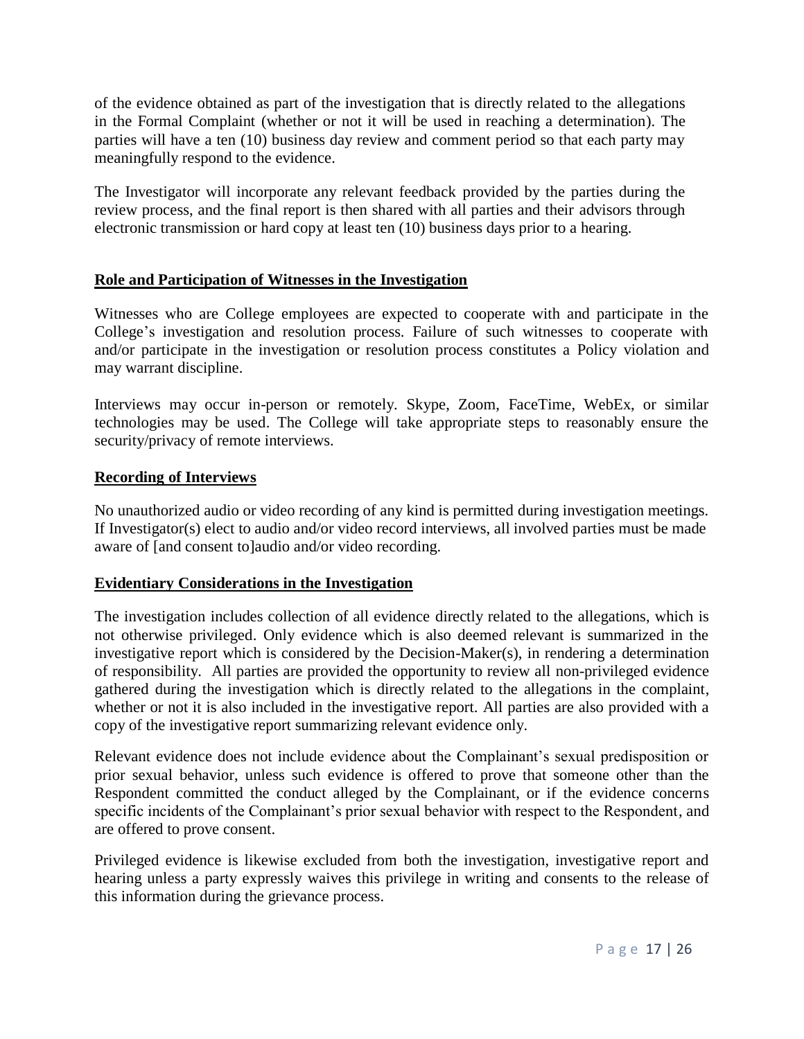of the evidence obtained as part of the investigation that is directly related to the allegations in the Formal Complaint (whether or not it will be used in reaching a determination). The parties will have a ten (10) business day review and comment period so that each party may meaningfully respond to the evidence.

The Investigator will incorporate any relevant feedback provided by the parties during the review process, and the final report is then shared with all parties and their advisors through electronic transmission or hard copy at least ten (10) business days prior to a hearing.

**Role and Participation of Witnesses in the Investigation**

Witnesses who are College employees are expected to cooperate with and participate in the College's investigation and resolution process. Failure of such witnesses to cooperate with and/or participate in the investigation or resolution process constitutes a Policy violation and may warrant discipline.

Interviews may occur in-person or remotely. Skype, Zoom, FaceTime, WebEx, or similar technologies may be used. The College will take appropriate steps to reasonably ensure the security/privacy of remote interviews.

**Recording of Interviews**

No unauthorized audio or video recording of any kind is permitted during investigation meetings. If Investigator(s) elect to audio and/or video record interviews, all involved parties must be made aware of [and consent to]audio and/or video recording.

**Evidentiary Considerations in the Investigation**

The investigation includes collection of all evidence directly related to the allegations, which is not otherwise privileged. Only evidence which is also deemed relevant is summarized in the investigative report which is considered by the Decision-Maker(s), in rendering a determination of responsibility. All parties are provided the opportunity to review all non-privileged evidence gathered during the investigation which is directly related to the allegations in the complaint, whether or not it is also included in the investigative report. All parties are also provided with a copy of the investigative report summarizing relevant evidence only.

Relevant evidence does not include evidence about the Complainant's sexual predisposition or prior sexual behavior, unless such evidence is offered to prove that someone other than the Respondent committed the conduct alleged by the Complainant, or if the evidence concerns specific incidents of the Complainant's prior sexual behavior with respect to the Respondent, and are offered to prove consent.

Privileged evidence is likewise excluded from both the investigation, investigative report and hearing unless a party expressly waives this privilege in writing and consents to the release of this information during the grievance process.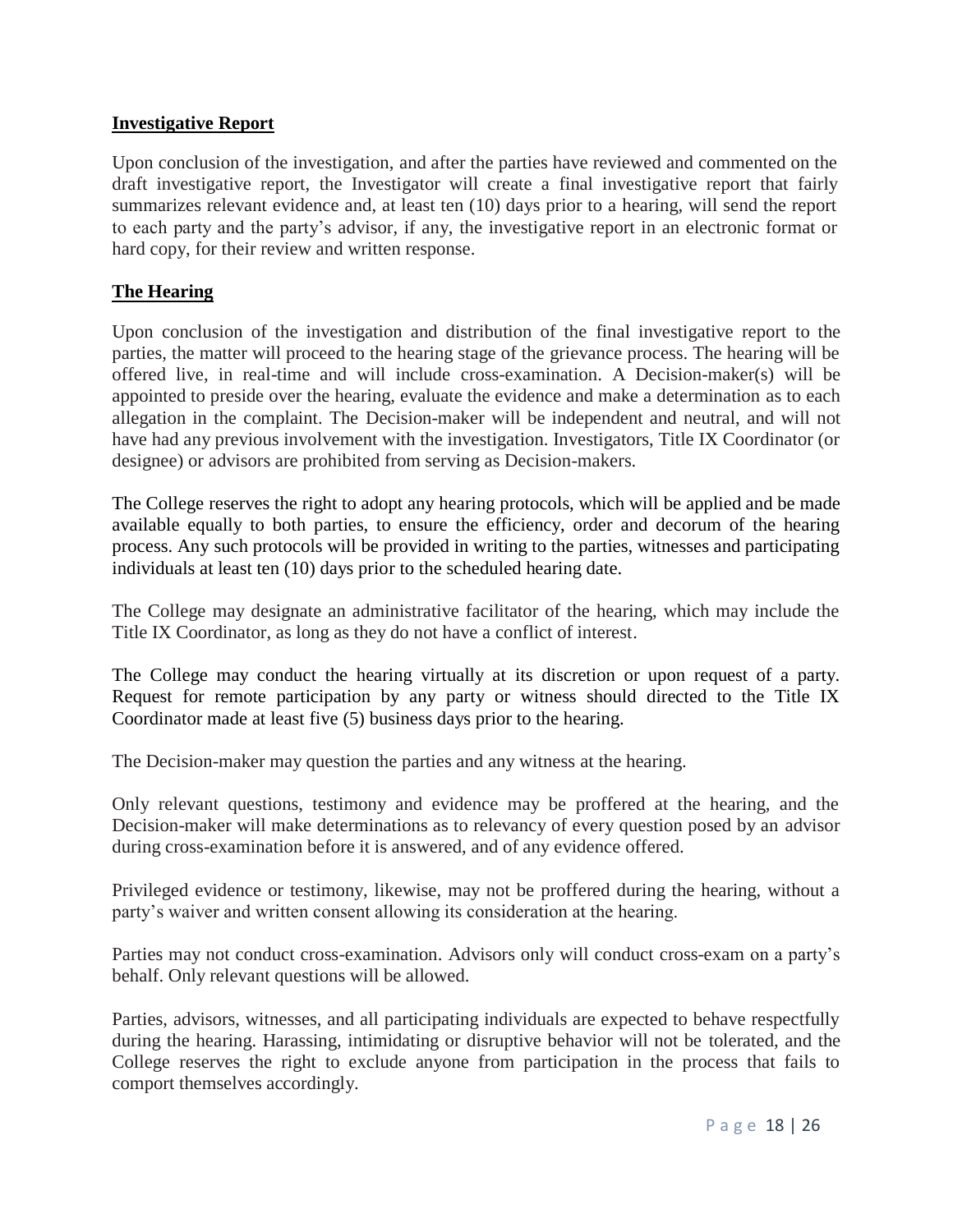**Investigative Report**

Upon conclusion of the investigation, and after the parties have reviewed and commented on the draft investigative report, the Investigator will create a final investigative report that fairly summarizes relevant evidence and, at least ten (10) days prior to a hearing, will send the report to each party and the party's advisor, if any, the investigative report in an electronic format or hard copy, for their review and written response.

**The Hearing**

Upon conclusion of the investigation and distribution of the final investigative report to the parties, the matter will proceed to the hearing stage of the grievance process. The hearing will be offered live, in real-time and will include cross-examination. A Decision-maker(s) will be appointed to preside over the hearing, evaluate the evidence and make a determination as to each allegation in the complaint. The Decision-maker will be independent and neutral, and will not have had any previous involvement with the investigation. Investigators, Title IX Coordinator (or designee) or advisors are prohibited from serving as Decision-makers.

The College reserves the right to adopt any hearing protocols, which will be applied and be made available equally to both parties, to ensure the efficiency, order and decorum of the hearing process. Any such protocols will be provided in writing to the parties, witnesses and participating individuals at least ten (10) days prior to the scheduled hearing date.

The College may designate an administrative facilitator of the hearing, which may include the Title IX Coordinator, as long as they do not have a conflict of interest.

The College may conduct the hearing virtually at its discretion or upon request of a party. Request for remote participation by any party or witness should directed to the Title IX Coordinator made at least five (5) business days prior to the hearing.

The Decision-maker may question the parties and any witness at the hearing.

Only relevant questions, testimony and evidence may be proffered at the hearing, and the Decision-maker will make determinations as to relevancy of every question posed by an advisor during cross-examination before it is answered, and of any evidence offered.

Privileged evidence or testimony, likewise, may not be proffered during the hearing, without a party's waiver and written consent allowing its consideration at the hearing.

Parties may not conduct cross-examination. Advisors only will conduct cross-exam on a party's behalf. Only relevant questions will be allowed.

Parties, advisors, witnesses, and all participating individuals are expected to behave respectfully during the hearing. Harassing, intimidating or disruptive behavior will not be tolerated, and the College reserves the right to exclude anyone from participation in the process that fails to comport themselves accordingly.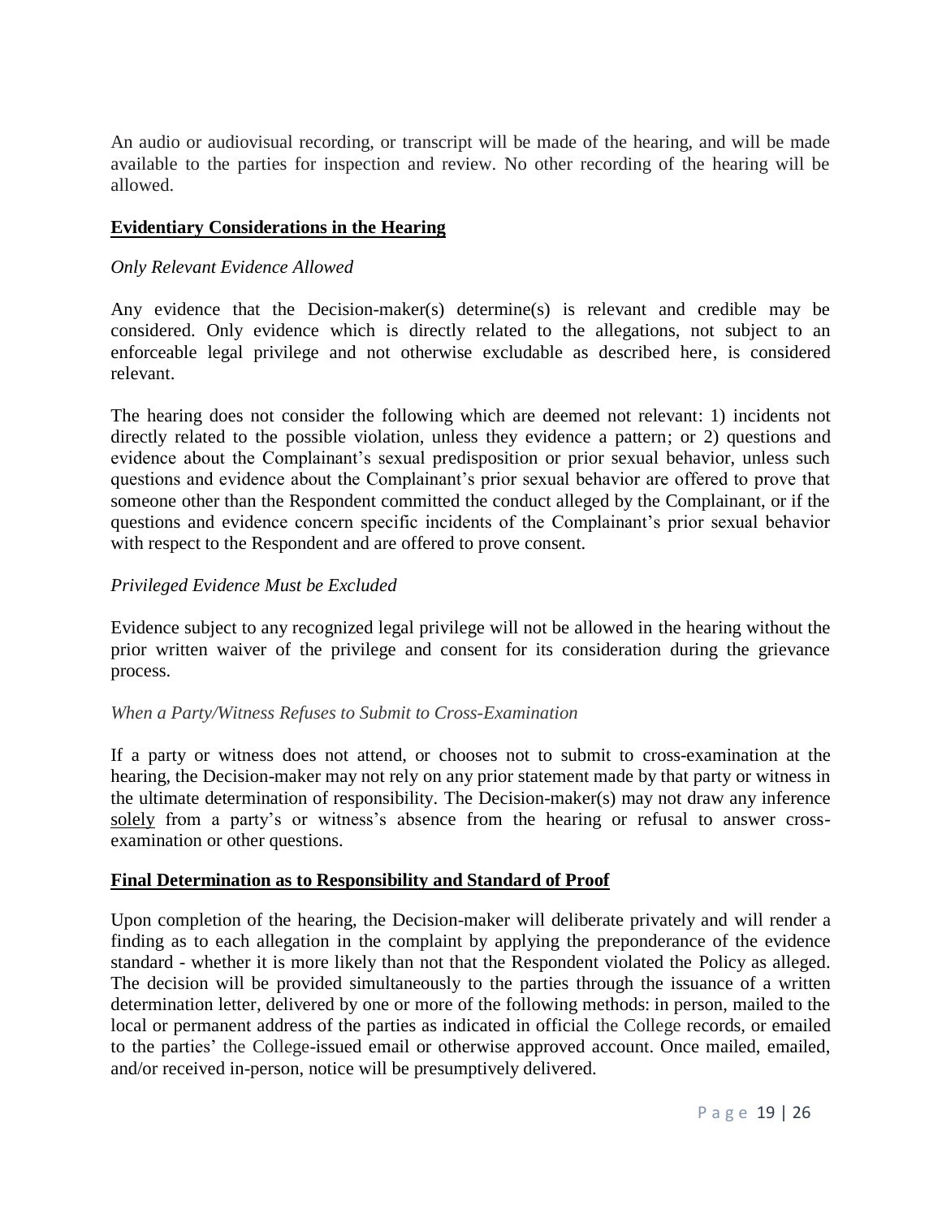An audio or audiovisual recording, or transcript will be made of the hearing, and will be made available to the parties for inspection and review. No other recording of the hearing will be allowed.

**Evidentiary Considerations in the Hearing**

*Only Relevant Evidence Allowed*

Any evidence that the Decision-maker(s) determine(s) is relevant and credible may be considered. Only evidence which is directly related to the allegations, not subject to an enforceable legal privilege and not otherwise excludable as described here, is considered relevant.

The hearing does not consider the following which are deemed not relevant: 1) incidents not directly related to the possible violation, unless they evidence a pattern; or 2) questions and evidence about the Complainant's sexual predisposition or prior sexual behavior, unless such questions and evidence about the Complainant's prior sexual behavior are offered to prove that someone other than the Respondent committed the conduct alleged by the Complainant, or if the questions and evidence concern specific incidents of the Complainant's prior sexual behavior with respect to the Respondent and are offered to prove consent.

*Privileged Evidence Must be Excluded*

Evidence subject to any recognized legal privilege will not be allowed in the hearing without the prior written waiver of the privilege and consent for its consideration during the grievance process.

*When a Party/Witness Refuses to Submit to Cross-Examination*

If a party or witness does not attend, or chooses not to submit to cross-examination at the hearing, the Decision-maker may not rely on any prior statement made by that party or witness in the ultimate determination of responsibility. The Decision-maker(s) may not draw any inference solely from a party's or witness's absence from the hearing or refusal to answer cross-examination or other questions.

**Final Determination as to Responsibility and Standard of Proof**

Upon completion of the hearing, the Decision-maker will deliberate privately and will render a finding as to each allegation in the complaint by applying the preponderance of the evidence standard - whether it is more likely than not that the Respondent violated the Policy as alleged. The decision will be provided simultaneously to the parties through the issuance of a written determination letter, delivered by one or more of the following methods: in person, mailed to the local or permanent address of the parties as indicated in official the College records, or emailed to the parties' the College-issued email or otherwise approved account. Once mailed, emailed, and/or received in-person, notice will be presumptively delivered.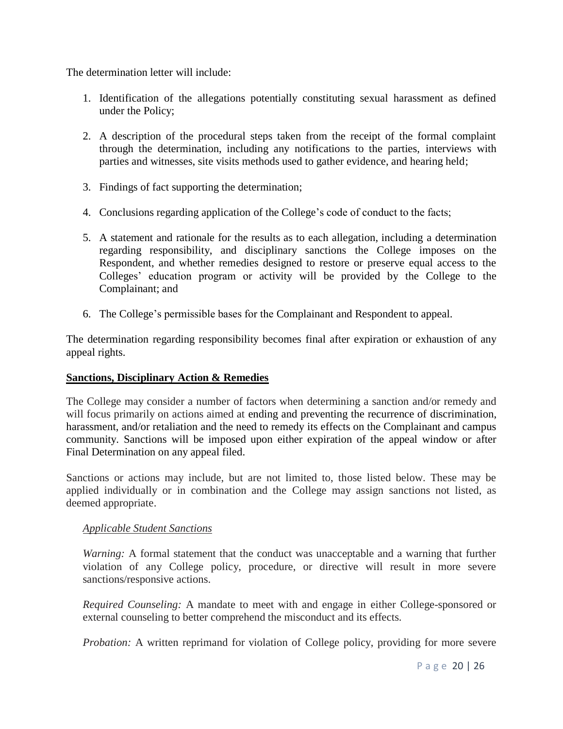The determination letter will include:

1. Identification of the allegations potentially constituting sexual harassment as defined under the Policy;

2. A description of the procedural steps taken from the receipt of the formal complaint through the determination, including any notifications to the parties, interviews with parties and witnesses, site visits methods used to gather evidence, and hearing held;

3. Findings of fact supporting the determination;

4. Conclusions regarding application of the College's code of conduct to the facts;

5. A statement and rationale for the results as to each allegation, including a determination regarding responsibility, and disciplinary sanctions the College imposes on the Respondent, and whether remedies designed to restore or preserve equal access to the Colleges' education program or activity will be provided by the College to the Complainant; and

6. The College's permissible bases for the Complainant and Respondent to appeal.

The determination regarding responsibility becomes final after expiration or exhaustion of any appeal rights.

**<u>Sanctions, Disciplinary Action & Remedies</u>**

The College may consider a number of factors when determining a sanction and/or remedy and will focus primarily on actions aimed at ending and preventing the recurrence of discrimination, harassment, and/or retaliation and the need to remedy its effects on the Complainant and campus community. Sanctions will be imposed upon either expiration of the appeal window or after Final Determination on any appeal filed.

Sanctions or actions may include, but are not limited to, those listed below. These may be applied individually or in combination and the College may assign sanctions not listed, as deemed appropriate.

*<u>Applicable Student Sanctions</u>*

*Warning:* A formal statement that the conduct was unacceptable and a warning that further violation of any College policy, procedure, or directive will result in more severe sanctions/responsive actions.

*Required Counseling:* A mandate to meet with and engage in either College-sponsored or external counseling to better comprehend the misconduct and its effects.

*Probation:* A written reprimand for violation of College policy, providing for more severe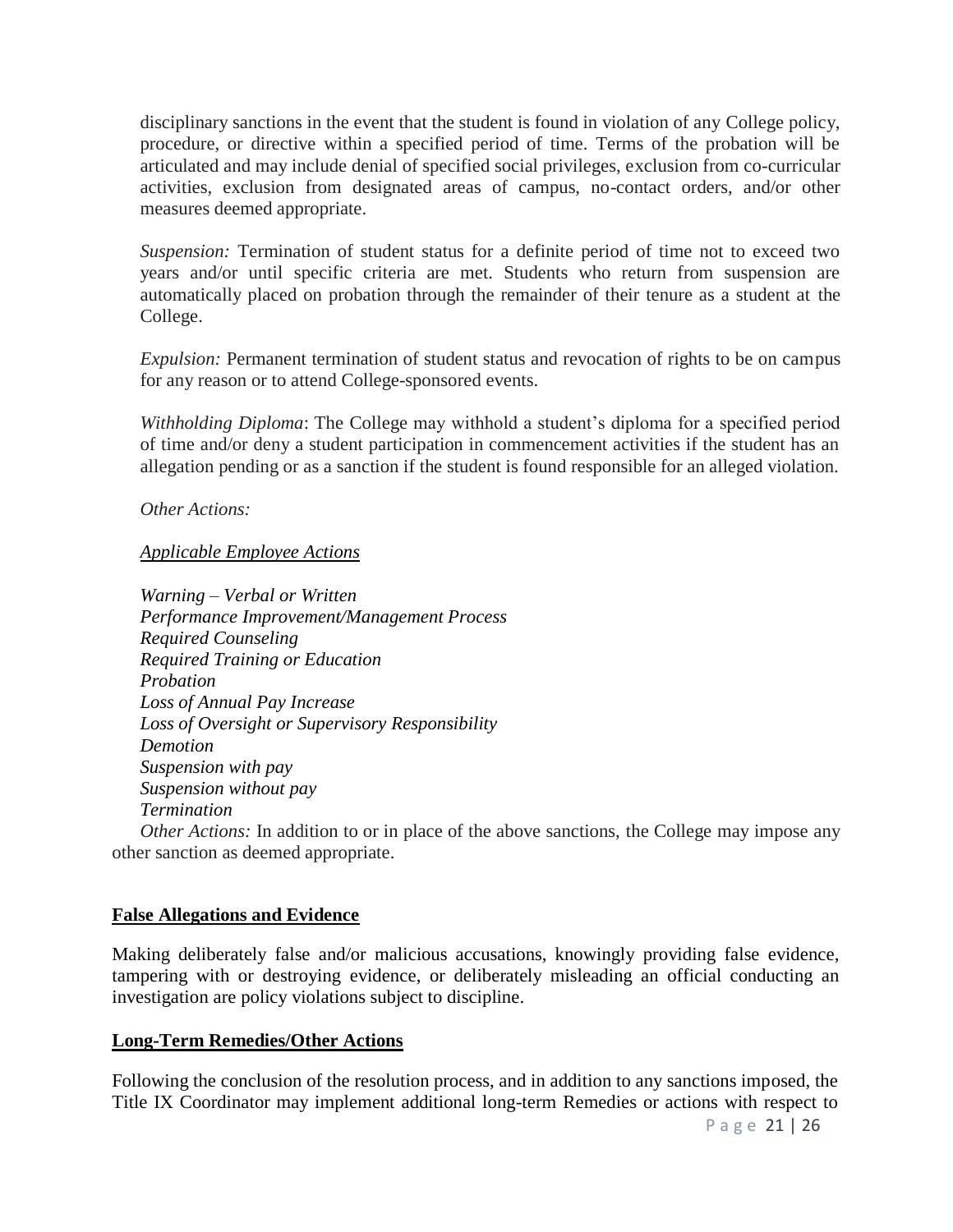disciplinary sanctions in the event that the student is found in violation of any College policy, procedure, or directive within a specified period of time. Terms of the probation will be articulated and may include denial of specified social privileges, exclusion from co-curricular activities, exclusion from designated areas of campus, no-contact orders, and/or other measures deemed appropriate.

*Suspension:* Termination of student status for a definite period of time not to exceed two years and/or until specific criteria are met. Students who return from suspension are automatically placed on probation through the remainder of their tenure as a student at the College.

*Expulsion:* Permanent termination of student status and revocation of rights to be on campus for any reason or to attend College-sponsored events.

*Withholding Diploma*: The College may withhold a student's diploma for a specified period of time and/or deny a student participation in commencement activities if the student has an allegation pending or as a sanction if the student is found responsible for an alleged violation.

*Other Actions:*

*<u>Applicable Employee Actions</u>*

*Warning – Verbal or Written*
*Performance Improvement/Management Process*
*Required Counseling*
*Required Training or Education*
*Probation*
*Loss of Annual Pay Increase*
*Loss of Oversight or Supervisory Responsibility*
*Demotion*
*Suspension with pay*
*Suspension without pay*
*Termination*

*Other Actions:* In addition to or in place of the above sanctions, the College may impose any other sanction as deemed appropriate.

**<u>False Allegations and Evidence</u>**

Making deliberately false and/or malicious accusations, knowingly providing false evidence, tampering with or destroying evidence, or deliberately misleading an official conducting an investigation are policy violations subject to discipline.

**<u>Long-Term Remedies/Other Actions</u>**

Following the conclusion of the resolution process, and in addition to any sanctions imposed, the Title IX Coordinator may implement additional long-term Remedies or actions with respect to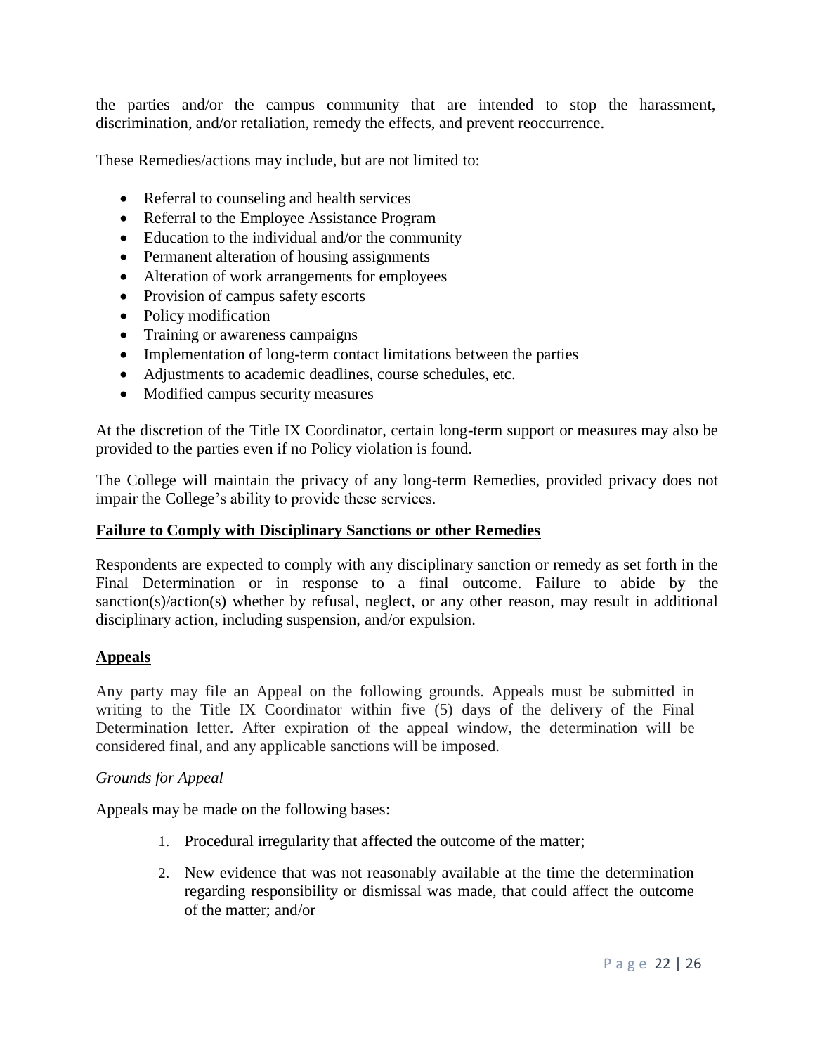the parties and/or the campus community that are intended to stop the harassment, discrimination, and/or retaliation, remedy the effects, and prevent reoccurrence.

These Remedies/actions may include, but are not limited to:

- Referral to counseling and health services
- Referral to the Employee Assistance Program
- Education to the individual and/or the community
- Permanent alteration of housing assignments
- Alteration of work arrangements for employees
- Provision of campus safety escorts
- Policy modification
- Training or awareness campaigns
- Implementation of long-term contact limitations between the parties
- Adjustments to academic deadlines, course schedules, etc.
- Modified campus security measures

At the discretion of the Title IX Coordinator, certain long-term support or measures may also be provided to the parties even if no Policy violation is found.

The College will maintain the privacy of any long-term Remedies, provided privacy does not impair the College's ability to provide these services.

## **Failure to Comply with Disciplinary Sanctions or other Remedies**

Respondents are expected to comply with any disciplinary sanction or remedy as set forth in the Final Determination or in response to a final outcome. Failure to abide by the sanction(s)/action(s) whether by refusal, neglect, or any other reason, may result in additional disciplinary action, including suspension, and/or expulsion.

## **Appeals**

Any party may file an Appeal on the following grounds. Appeals must be submitted in writing to the Title IX Coordinator within five (5) days of the delivery of the Final Determination letter. After expiration of the appeal window, the determination will be considered final, and any applicable sanctions will be imposed.

*Grounds for Appeal*

Appeals may be made on the following bases:

1. Procedural irregularity that affected the outcome of the matter;
2. New evidence that was not reasonably available at the time the determination regarding responsibility or dismissal was made, that could affect the outcome of the matter; and/or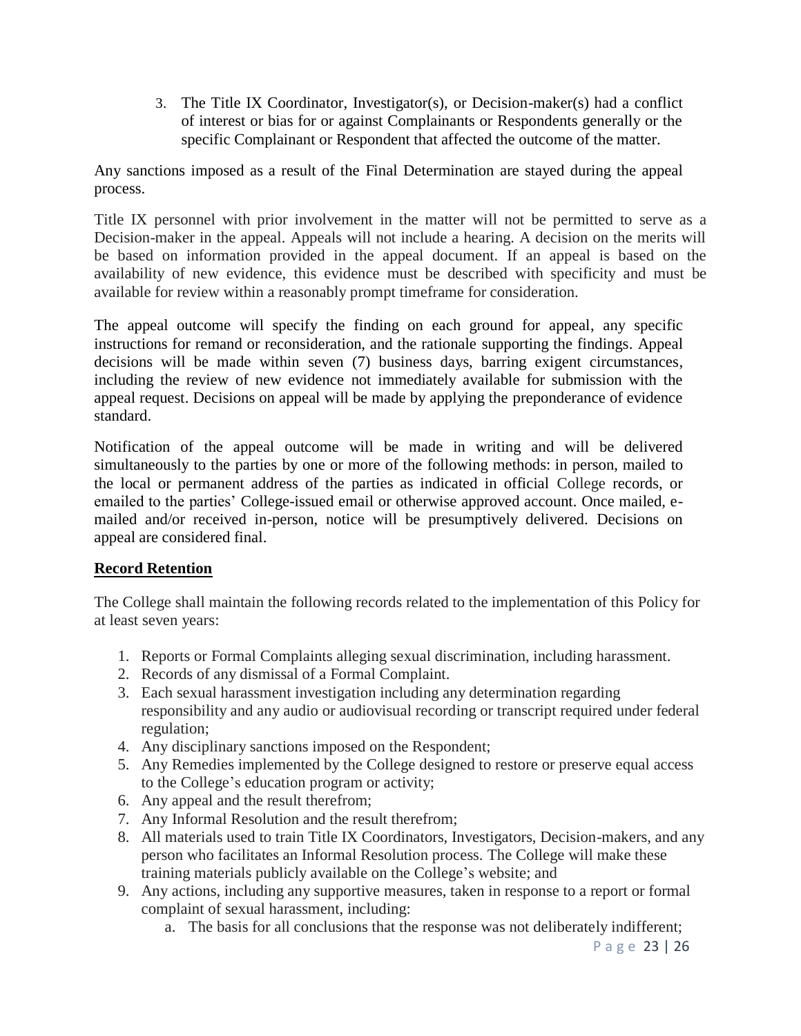3. The Title IX Coordinator, Investigator(s), or Decision-maker(s) had a conflict of interest or bias for or against Complainants or Respondents generally or the specific Complainant or Respondent that affected the outcome of the matter.

Any sanctions imposed as a result of the Final Determination are stayed during the appeal process.

Title IX personnel with prior involvement in the matter will not be permitted to serve as a Decision-maker in the appeal. Appeals will not include a hearing. A decision on the merits will be based on information provided in the appeal document. If an appeal is based on the availability of new evidence, this evidence must be described with specificity and must be available for review within a reasonably prompt timeframe for consideration.

The appeal outcome will specify the finding on each ground for appeal, any specific instructions for remand or reconsideration, and the rationale supporting the findings. Appeal decisions will be made within seven (7) business days, barring exigent circumstances, including the review of new evidence not immediately available for submission with the appeal request. Decisions on appeal will be made by applying the preponderance of evidence standard.

Notification of the appeal outcome will be made in writing and will be delivered simultaneously to the parties by one or more of the following methods: in person, mailed to the local or permanent address of the parties as indicated in official College records, or emailed to the parties' College-issued email or otherwise approved account. Once mailed, e-mailed and/or received in-person, notice will be presumptively delivered. Decisions on appeal are considered final.

**Record Retention**

The College shall maintain the following records related to the implementation of this Policy for at least seven years:

1. Reports or Formal Complaints alleging sexual discrimination, including harassment.
2. Records of any dismissal of a Formal Complaint.
3. Each sexual harassment investigation including any determination regarding responsibility and any audio or audiovisual recording or transcript required under federal regulation;
4. Any disciplinary sanctions imposed on the Respondent;
5. Any Remedies implemented by the College designed to restore or preserve equal access to the College's education program or activity;
6. Any appeal and the result therefrom;
7. Any Informal Resolution and the result therefrom;
8. All materials used to train Title IX Coordinators, Investigators, Decision-makers, and any person who facilitates an Informal Resolution process. The College will make these training materials publicly available on the College's website; and
9. Any actions, including any supportive measures, taken in response to a report or formal complaint of sexual harassment, including:
    a. The basis for all conclusions that the response was not deliberately indifferent;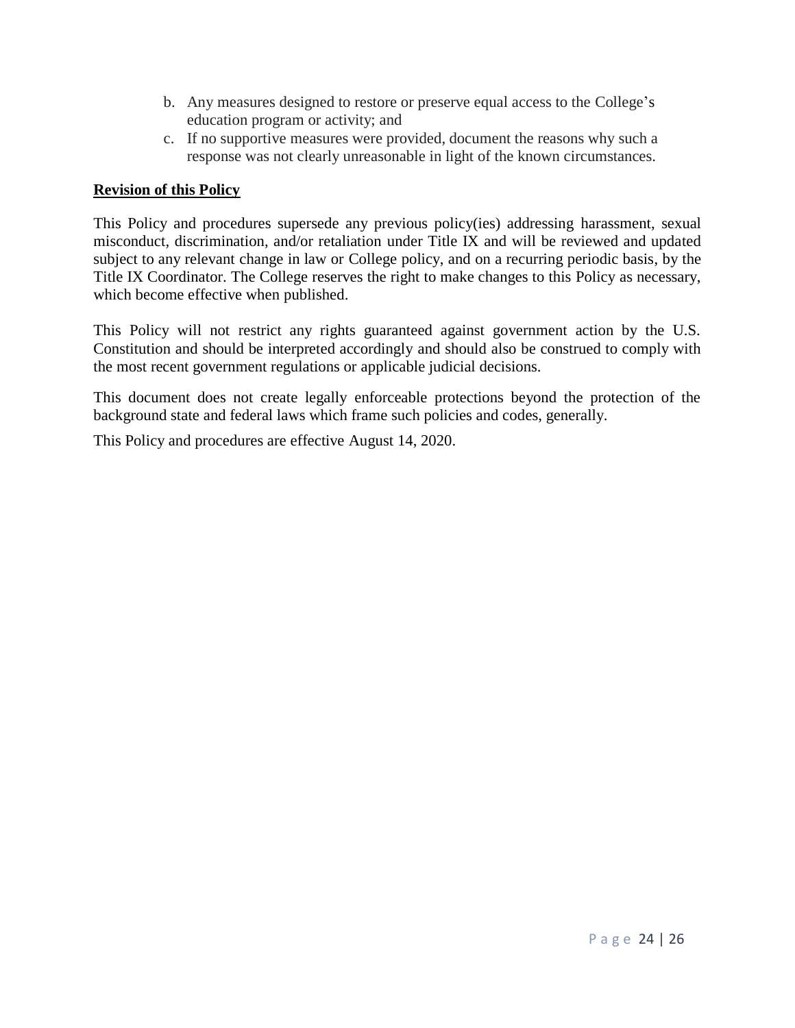b. Any measures designed to restore or preserve equal access to the College's education program or activity; and
c. If no supportive measures were provided, document the reasons why such a response was not clearly unreasonable in light of the known circumstances.

**Revision of this Policy**

This Policy and procedures supersede any previous policy(ies) addressing harassment, sexual misconduct, discrimination, and/or retaliation under Title IX and will be reviewed and updated subject to any relevant change in law or College policy, and on a recurring periodic basis, by the Title IX Coordinator. The College reserves the right to make changes to this Policy as necessary, which become effective when published.

This Policy will not restrict any rights guaranteed against government action by the U.S. Constitution and should be interpreted accordingly and should also be construed to comply with the most recent government regulations or applicable judicial decisions.

This document does not create legally enforceable protections beyond the protection of the background state and federal laws which frame such policies and codes, generally.

This Policy and procedures are effective August 14, 2020.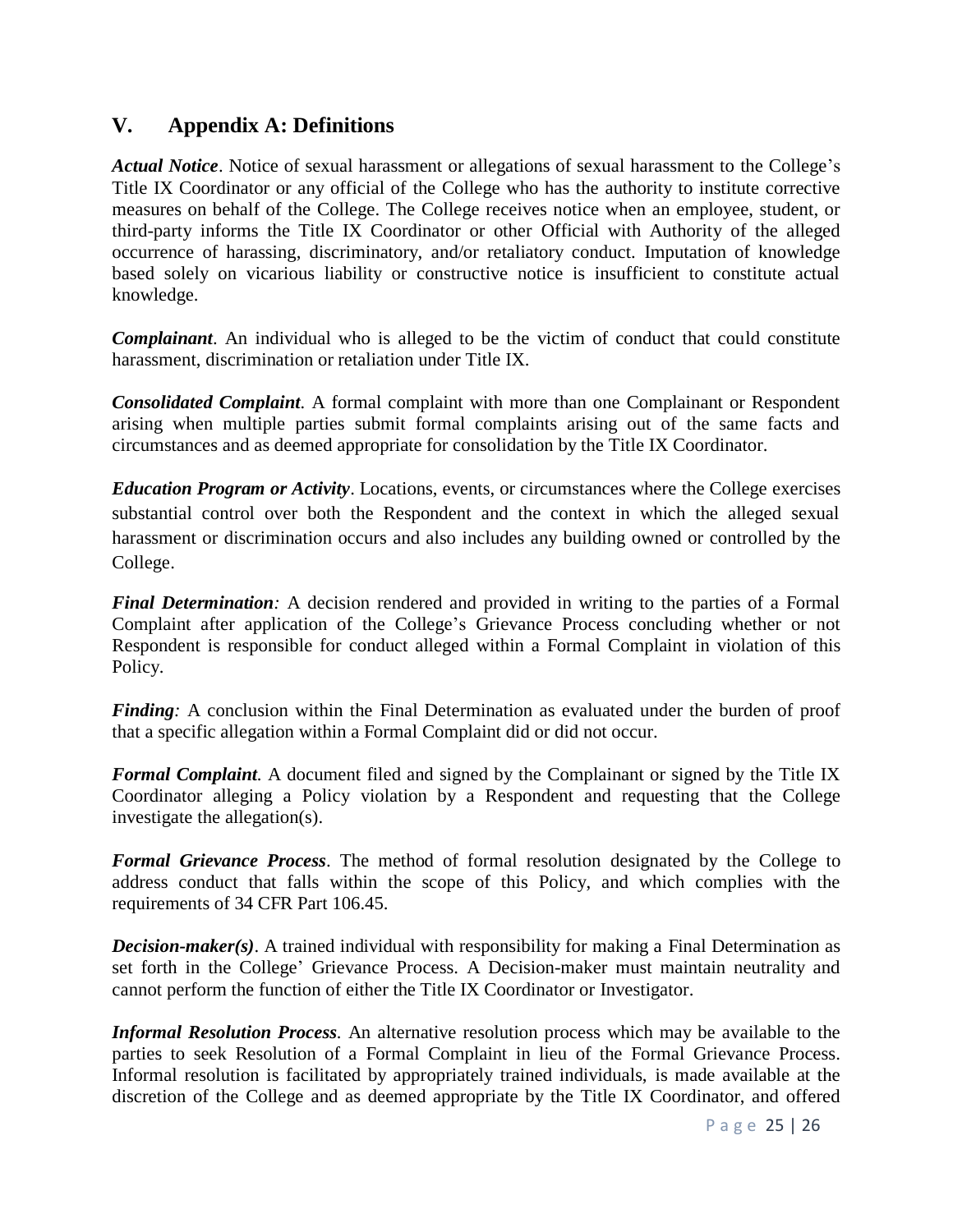## V. Appendix A: Definitions

***Actual Notice***. Notice of sexual harassment or allegations of sexual harassment to the College's Title IX Coordinator or any official of the College who has the authority to institute corrective measures on behalf of the College. The College receives notice when an employee, student, or third-party informs the Title IX Coordinator or other Official with Authority of the alleged occurrence of harassing, discriminatory, and/or retaliatory conduct. Imputation of knowledge based solely on vicarious liability or constructive notice is insufficient to constitute actual knowledge.

***Complainant***. An individual who is alleged to be the victim of conduct that could constitute harassment, discrimination or retaliation under Title IX.

***Consolidated Complaint.*** A formal complaint with more than one Complainant or Respondent arising when multiple parties submit formal complaints arising out of the same facts and circumstances and as deemed appropriate for consolidation by the Title IX Coordinator.

***Education Program or Activity***. Locations, events, or circumstances where the College exercises substantial control over both the Respondent and the context in which the alleged sexual harassment or discrimination occurs and also includes any building owned or controlled by the College.

***Final Determination:*** A decision rendered and provided in writing to the parties of a Formal Complaint after application of the College's Grievance Process concluding whether or not Respondent is responsible for conduct alleged within a Formal Complaint in violation of this Policy.

***Finding:*** A conclusion within the Final Determination as evaluated under the burden of proof that a specific allegation within a Formal Complaint did or did not occur.

***Formal Complaint.*** A document filed and signed by the Complainant or signed by the Title IX Coordinator alleging a Policy violation by a Respondent and requesting that the College investigate the allegation(s).

***Formal Grievance Process***. The method of formal resolution designated by the College to address conduct that falls within the scope of this Policy, and which complies with the requirements of 34 CFR Part 106.45.

***Decision-maker(s)***. A trained individual with responsibility for making a Final Determination as set forth in the College' Grievance Process. A Decision-maker must maintain neutrality and cannot perform the function of either the Title IX Coordinator or Investigator.

***Informal Resolution Process.*** An alternative resolution process which may be available to the parties to seek Resolution of a Formal Complaint in lieu of the Formal Grievance Process. Informal resolution is facilitated by appropriately trained individuals, is made available at the discretion of the College and as deemed appropriate by the Title IX Coordinator, and offered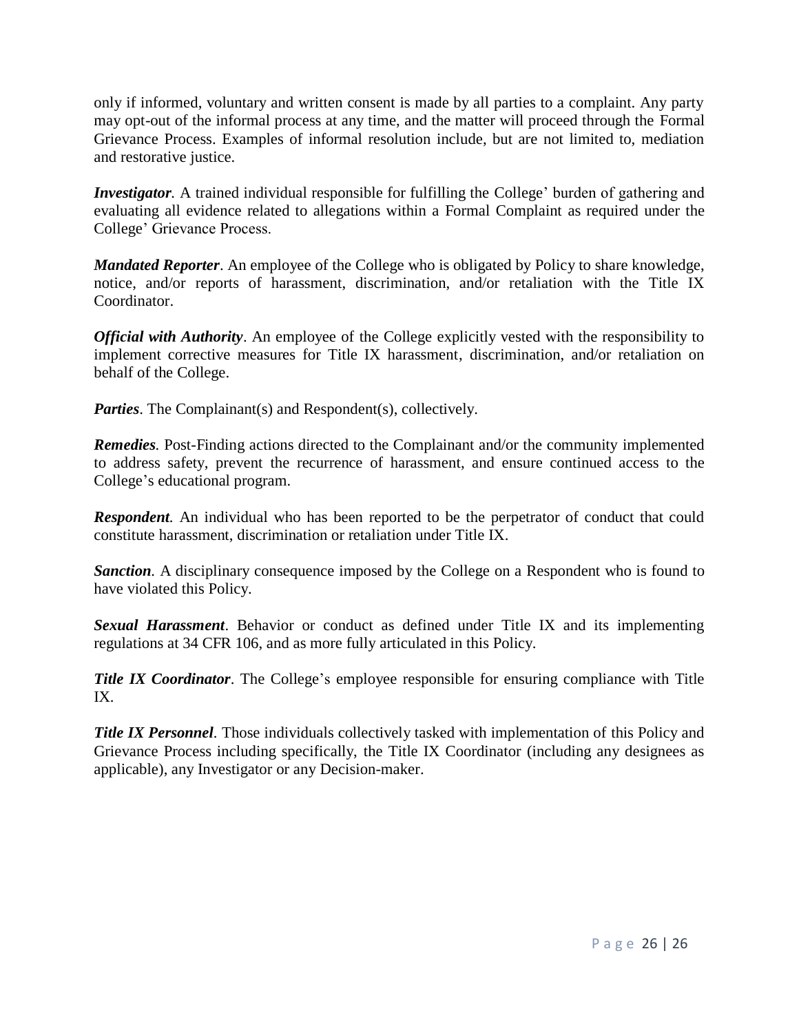only if informed, voluntary and written consent is made by all parties to a complaint. Any party may opt-out of the informal process at any time, and the matter will proceed through the Formal Grievance Process. Examples of informal resolution include, but are not limited to, mediation and restorative justice.

***Investigator.*** A trained individual responsible for fulfilling the College' burden of gathering and evaluating all evidence related to allegations within a Formal Complaint as required under the College' Grievance Process.

***Mandated Reporter***. An employee of the College who is obligated by Policy to share knowledge, notice, and/or reports of harassment, discrimination, and/or retaliation with the Title IX Coordinator.

***Official with Authority***. An employee of the College explicitly vested with the responsibility to implement corrective measures for Title IX harassment, discrimination, and/or retaliation on behalf of the College.

***Parties***. The Complainant(s) and Respondent(s), collectively.

***Remedies.*** Post-Finding actions directed to the Complainant and/or the community implemented to address safety, prevent the recurrence of harassment, and ensure continued access to the College's educational program.

***Respondent.*** An individual who has been reported to be the perpetrator of conduct that could constitute harassment, discrimination or retaliation under Title IX.

***Sanction.*** A disciplinary consequence imposed by the College on a Respondent who is found to have violated this Policy.

***Sexual Harassment***. Behavior or conduct as defined under Title IX and its implementing regulations at 34 CFR 106, and as more fully articulated in this Policy.

***Title IX Coordinator***. The College's employee responsible for ensuring compliance with Title IX.

***Title IX Personnel.*** Those individuals collectively tasked with implementation of this Policy and Grievance Process including specifically, the Title IX Coordinator (including any designees as applicable), any Investigator or any Decision-maker.